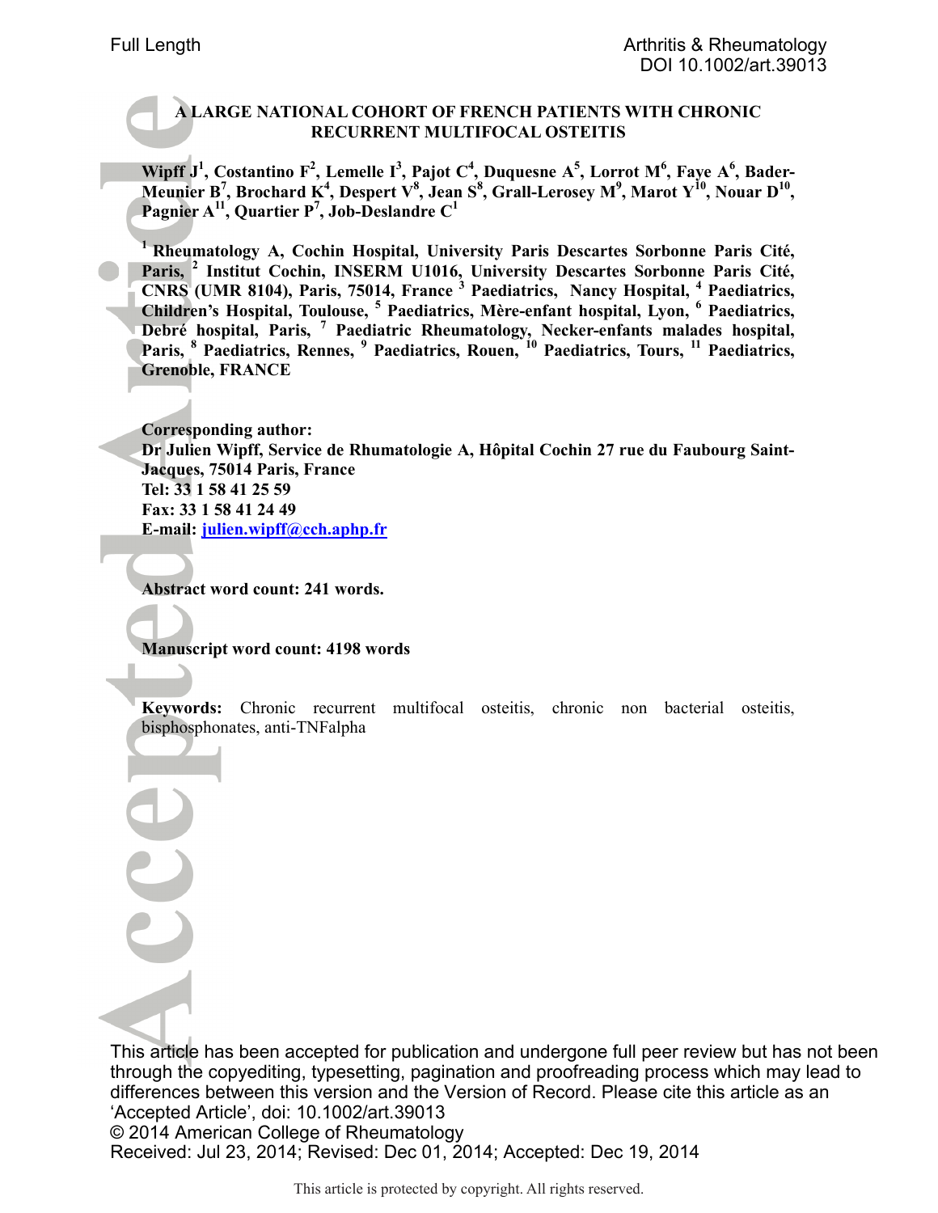Full Length

# A LARGE NATIONAL COHORT OF FRENCH PATIENTS WITH CHRONIC RECURRENT MULTIFOCAL OSTEITIS

**Wipff J[1], Costantino F[2], Lemelle I[3], Pajot C[4], Duquesne A[5], Lorrot M[6], Faye A[6], Bader-Meunier B[7], Brochard K[4], Despert V[8], Jean S[8], Grall-Lerosey M[9], Marot Y[10], Nouar D[10], Pagnier A[11], Quartier P[7], Job-Deslandre C[1]**

**[1] Rheumatology A, Cochin Hospital, University Paris Descartes Sorbonne Paris Cité, Paris, [2] Institut Cochin, INSERM U1016, University Descartes Sorbonne Paris Cité, CNRS (UMR 8104), Paris, 75014, France [3] Paediatrics, Nancy Hospital, [4] Paediatrics, Children's Hospital, Toulouse, [5] Paediatrics, Mère-enfant hospital, Lyon, [6] Paediatrics, Debré hospital, Paris, [7] Paediatric Rheumatology, Necker-enfants malades hospital, Paris, [8] Paediatrics, Rennes, [9] Paediatrics, Rouen, [10] Paediatrics, Tours, [11] Paediatrics, Grenoble, FRANCE**

**Corresponding author:**
**Dr Julien Wipff, Service de Rhumatologie A, Hôpital Cochin 27 rue du Faubourg Saint-Jacques, 75014 Paris, France**
**Tel: 33 1 58 41 25 59**
**Fax: 33 1 58 41 24 49**
**E-mail: julien.wipff@cch.aphp.fr**

**Abstract word count: 241 words.**

**Manuscript word count: 4198 words**

**Keywords:** Chronic recurrent multifocal osteitis, chronic non bacterial osteitis, bisphosphonates, anti-TNFalpha

This article has been accepted for publication and undergone full peer review but has not been through the copyediting, typesetting, pagination and proofreading process which may lead to differences between this version and the Version of Record. Please cite this article as an 'Accepted Article', doi: 10.1002/art.39013
© 2014 American College of Rheumatology
Received: Jul 23, 2014; Revised: Dec 01, 2014; Accepted: Dec 19, 2014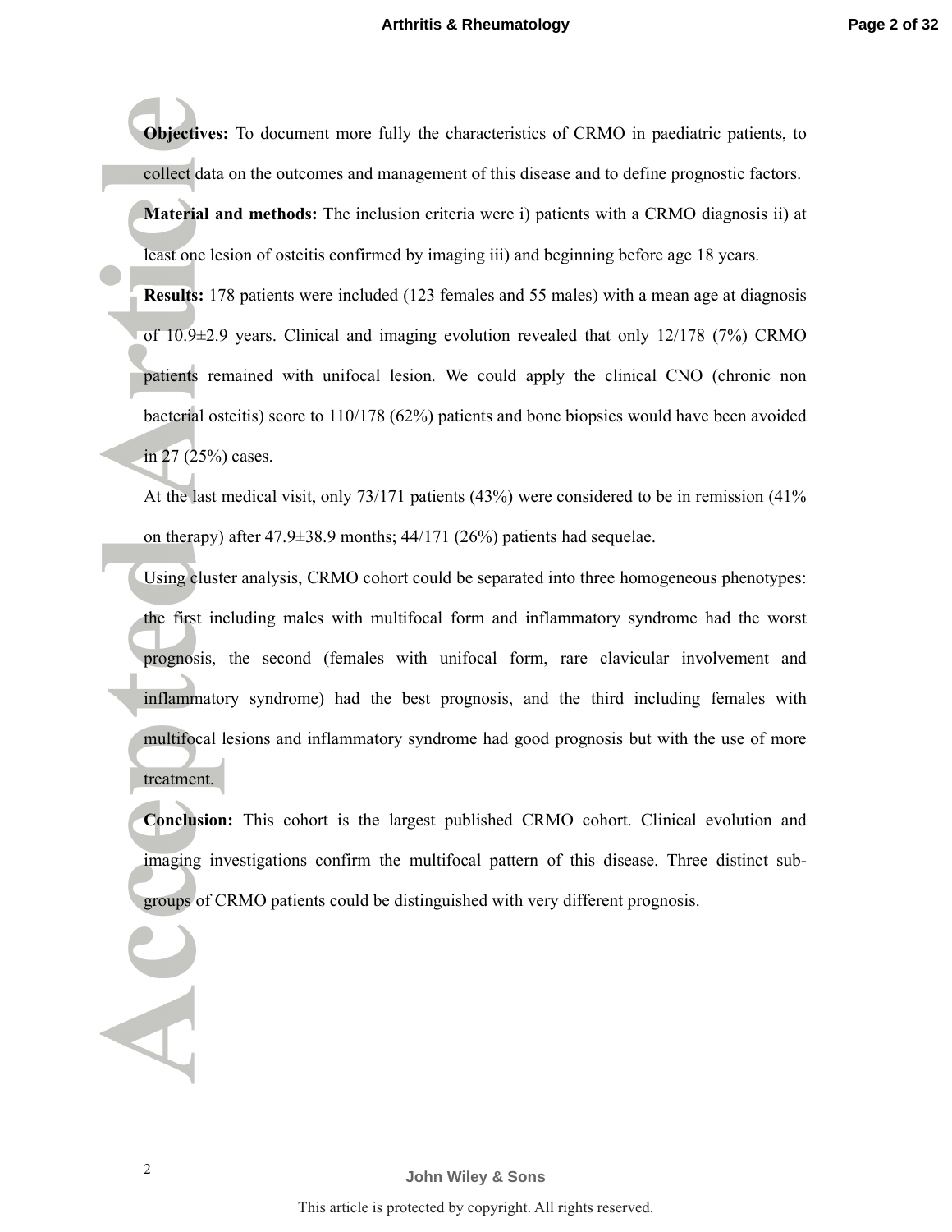**Objectives:** To document more fully the characteristics of CRMO in paediatric patients, to collect data on the outcomes and management of this disease and to define prognostic factors.

**Material and methods:** The inclusion criteria were i) patients with a CRMO diagnosis ii) at least one lesion of osteitis confirmed by imaging iii) and beginning before age 18 years.

**Results:** 178 patients were included (123 females and 55 males) with a mean age at diagnosis of 10.9±2.9 years. Clinical and imaging evolution revealed that only 12/178 (7%) CRMO patients remained with unifocal lesion. We could apply the clinical CNO (chronic non bacterial osteitis) score to 110/178 (62%) patients and bone biopsies would have been avoided in 27 (25%) cases.

At the last medical visit, only 73/171 patients (43%) were considered to be in remission (41% on therapy) after 47.9±38.9 months; 44/171 (26%) patients had sequelae.

Using cluster analysis, CRMO cohort could be separated into three homogeneous phenotypes: the first including males with multifocal form and inflammatory syndrome had the worst prognosis, the second (females with unifocal form, rare clavicular involvement and inflammatory syndrome) had the best prognosis, and the third including females with multifocal lesions and inflammatory syndrome had good prognosis but with the use of more treatment.

**Conclusion:** This cohort is the largest published CRMO cohort. Clinical evolution and imaging investigations confirm the multifocal pattern of this disease. Three distinct sub-groups of CRMO patients could be distinguished with very different prognosis.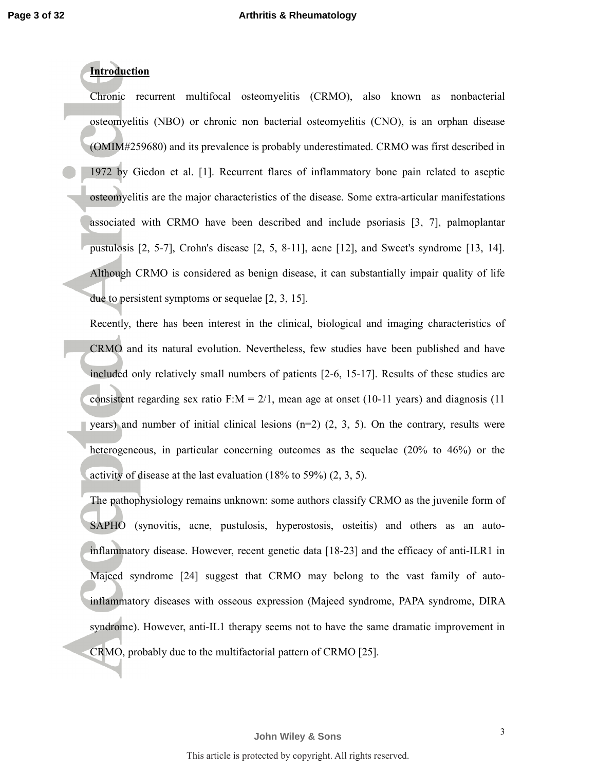## Introduction

Chronic recurrent multifocal osteomyelitis (CRMO), also known as nonbacterial osteomyelitis (NBO) or chronic non bacterial osteomyelitis (CNO), is an orphan disease (OMIM#259680) and its prevalence is probably underestimated. CRMO was first described in 1972 by Giedon et al. [1]. Recurrent flares of inflammatory bone pain related to aseptic osteomyelitis are the major characteristics of the disease. Some extra-articular manifestations associated with CRMO have been described and include psoriasis [3, 7], palmoplantar pustulosis [2, 5-7], Crohn's disease [2, 5, 8-11], acne [12], and Sweet's syndrome [13, 14]. Although CRMO is considered as benign disease, it can substantially impair quality of life due to persistent symptoms or sequelae [2, 3, 15].

Recently, there has been interest in the clinical, biological and imaging characteristics of CRMO and its natural evolution. Nevertheless, few studies have been published and have included only relatively small numbers of patients [2-6, 15-17]. Results of these studies are consistent regarding sex ratio F:M = 2/1, mean age at onset (10-11 years) and diagnosis (11 years) and number of initial clinical lesions (n=2) (2, 3, 5). On the contrary, results were heterogeneous, in particular concerning outcomes as the sequelae (20% to 46%) or the activity of disease at the last evaluation (18% to 59%) (2, 3, 5).

The pathophysiology remains unknown: some authors classify CRMO as the juvenile form of SAPHO (synovitis, acne, pustulosis, hyperostosis, osteitis) and others as an auto-inflammatory disease. However, recent genetic data [18-23] and the efficacy of anti-ILR1 in Majeed syndrome [24] suggest that CRMO may belong to the vast family of auto-inflammatory diseases with osseous expression (Majeed syndrome, PAPA syndrome, DIRA syndrome). However, anti-IL1 therapy seems not to have the same dramatic improvement in CRMO, probably due to the multifactorial pattern of CRMO [25].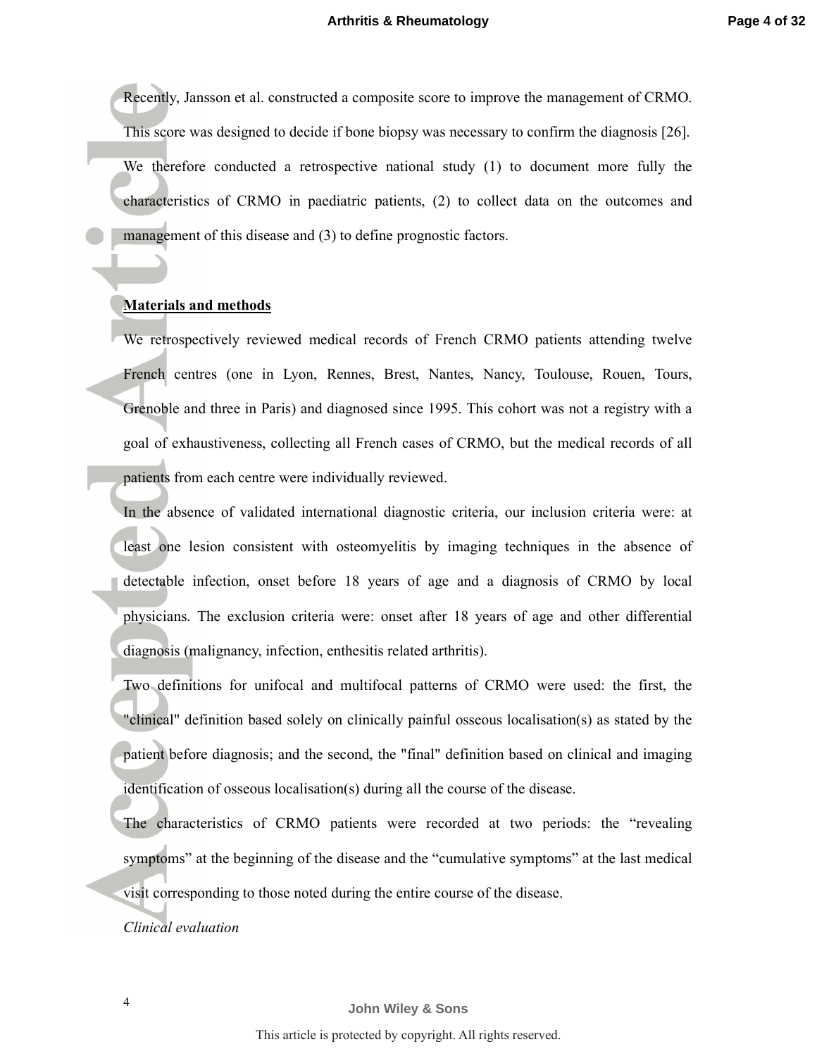Recently, Jansson et al. constructed a composite score to improve the management of CRMO. This score was designed to decide if bone biopsy was necessary to confirm the diagnosis [26]. We therefore conducted a retrospective national study (1) to document more fully the characteristics of CRMO in paediatric patients, (2) to collect data on the outcomes and management of this disease and (3) to define prognostic factors.

## Materials and methods

We retrospectively reviewed medical records of French CRMO patients attending twelve French centres (one in Lyon, Rennes, Brest, Nantes, Nancy, Toulouse, Rouen, Tours, Grenoble and three in Paris) and diagnosed since 1995. This cohort was not a registry with a goal of exhaustiveness, collecting all French cases of CRMO, but the medical records of all patients from each centre were individually reviewed.

In the absence of validated international diagnostic criteria, our inclusion criteria were: at least one lesion consistent with osteomyelitis by imaging techniques in the absence of detectable infection, onset before 18 years of age and a diagnosis of CRMO by local physicians. The exclusion criteria were: onset after 18 years of age and other differential diagnosis (malignancy, infection, enthesitis related arthritis).

Two definitions for unifocal and multifocal patterns of CRMO were used: the first, the "clinical" definition based solely on clinically painful osseous localisation(s) as stated by the patient before diagnosis; and the second, the "final" definition based on clinical and imaging identification of osseous localisation(s) during all the course of the disease.

The characteristics of CRMO patients were recorded at two periods: the “revealing symptoms” at the beginning of the disease and the “cumulative symptoms” at the last medical visit corresponding to those noted during the entire course of the disease.

*Clinical evaluation*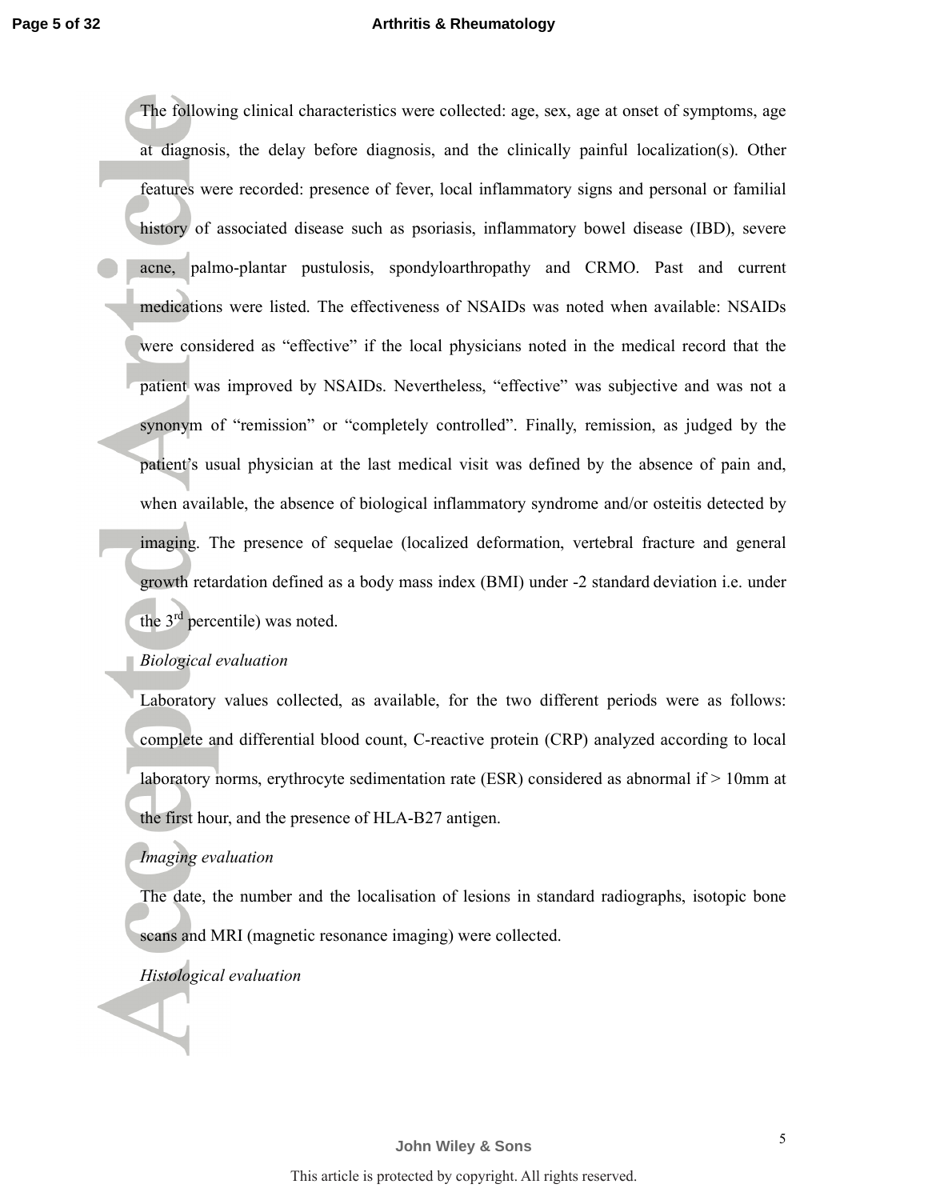The following clinical characteristics were collected: age, sex, age at onset of symptoms, age at diagnosis, the delay before diagnosis, and the clinically painful localization(s). Other features were recorded: presence of fever, local inflammatory signs and personal or familial history of associated disease such as psoriasis, inflammatory bowel disease (IBD), severe acne, palmo-plantar pustulosis, spondyloarthropathy and CRMO. Past and current medications were listed. The effectiveness of NSAIDs was noted when available: NSAIDs were considered as "effective" if the local physicians noted in the medical record that the patient was improved by NSAIDs. Nevertheless, "effective" was subjective and was not a synonym of "remission" or "completely controlled". Finally, remission, as judged by the patient's usual physician at the last medical visit was defined by the absence of pain and, when available, the absence of biological inflammatory syndrome and/or osteitis detected by imaging. The presence of sequelae (localized deformation, vertebral fracture and general growth retardation defined as a body mass index (BMI) under -2 standard deviation i.e. under the 3$^{rd}$ percentile) was noted.

*Biological evaluation*

Laboratory values collected, as available, for the two different periods were as follows: complete and differential blood count, C-reactive protein (CRP) analyzed according to local laboratory norms, erythrocyte sedimentation rate (ESR) considered as abnormal if > 10mm at the first hour, and the presence of HLA-B27 antigen.

*Imaging evaluation*

The date, the number and the localisation of lesions in standard radiographs, isotopic bone scans and MRI (magnetic resonance imaging) were collected.

*Histological evaluation*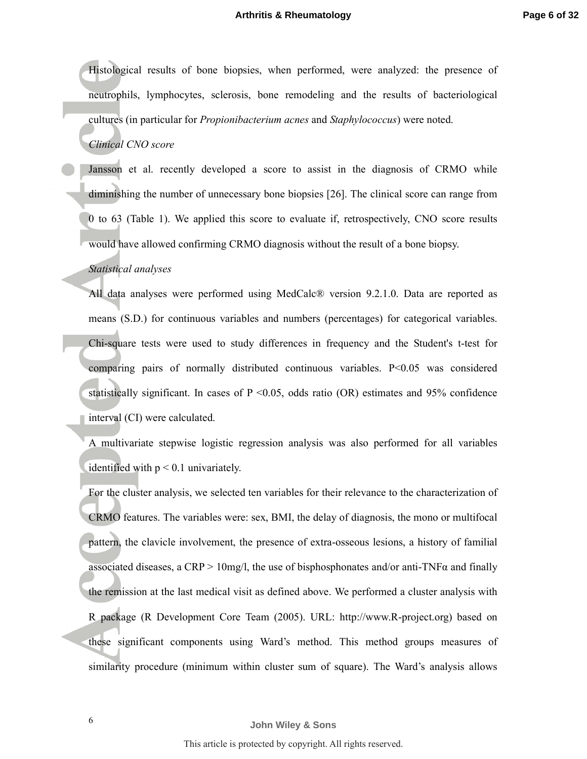Histological results of bone biopsies, when performed, were analyzed: the presence of neutrophils, lymphocytes, sclerosis, bone remodeling and the results of bacteriological cultures (in particular for *Propionibacterium acnes* and *Staphylococcus*) were noted.

*Clinical CNO score*

Jansson et al. recently developed a score to assist in the diagnosis of CRMO while diminishing the number of unnecessary bone biopsies [26]. The clinical score can range from 0 to 63 (Table 1). We applied this score to evaluate if, retrospectively, CNO score results would have allowed confirming CRMO diagnosis without the result of a bone biopsy.

*Statistical analyses*

All data analyses were performed using MedCalc® version 9.2.1.0. Data are reported as means (S.D.) for continuous variables and numbers (percentages) for categorical variables. Chi-square tests were used to study differences in frequency and the Student's t-test for comparing pairs of normally distributed continuous variables. $P<0.05$ was considered statistically significant. In cases of $P <0.05$, odds ratio (OR) estimates and 95% confidence interval (CI) were calculated.

A multivariate stepwise logistic regression analysis was also performed for all variables identified with $p < 0.1$ univariately.

For the cluster analysis, we selected ten variables for their relevance to the characterization of CRMO features. The variables were: sex, BMI, the delay of diagnosis, the mono or multifocal pattern, the clavicle involvement, the presence of extra-osseous lesions, a history of familial associated diseases, a CRP > 10mg/l, the use of bisphosphonates and/or anti-TNFα and finally the remission at the last medical visit as defined above. We performed a cluster analysis with R package (R Development Core Team (2005). URL: http://www.R-project.org) based on these significant components using Ward's method. This method groups measures of similarity procedure (minimum within cluster sum of square). The Ward's analysis allows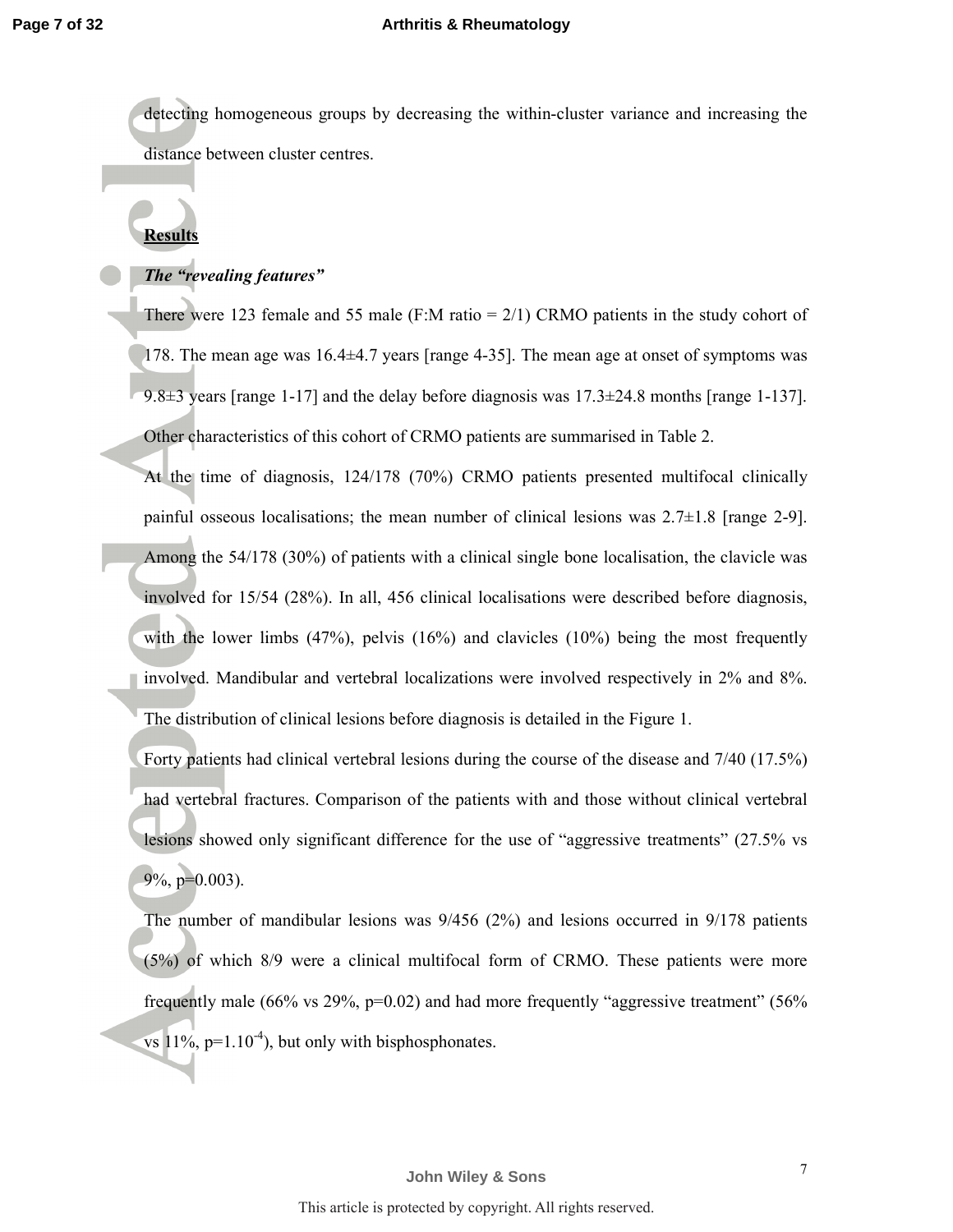detecting homogeneous groups by decreasing the within-cluster variance and increasing the distance between cluster centres.

## Results

### *The "revealing features"*

There were 123 female and 55 male (F:M ratio = 2/1) CRMO patients in the study cohort of 178. The mean age was 16.4±4.7 years [range 4-35]. The mean age at onset of symptoms was 9.8±3 years [range 1-17] and the delay before diagnosis was 17.3±24.8 months [range 1-137]. Other characteristics of this cohort of CRMO patients are summarised in Table 2.

At the time of diagnosis, 124/178 (70%) CRMO patients presented multifocal clinically painful osseous localisations; the mean number of clinical lesions was 2.7±1.8 [range 2-9]. Among the 54/178 (30%) of patients with a clinical single bone localisation, the clavicle was involved for 15/54 (28%). In all, 456 clinical localisations were described before diagnosis, with the lower limbs (47%), pelvis (16%) and clavicles (10%) being the most frequently involved. Mandibular and vertebral localizations were involved respectively in 2% and 8%. The distribution of clinical lesions before diagnosis is detailed in the Figure 1.

Forty patients had clinical vertebral lesions during the course of the disease and 7/40 (17.5%) had vertebral fractures. Comparison of the patients with and those without clinical vertebral lesions showed only significant difference for the use of "aggressive treatments" (27.5% vs 9%, $p=0.003$).

The number of mandibular lesions was 9/456 (2%) and lesions occurred in 9/178 patients (5%) of which 8/9 were a clinical multifocal form of CRMO. These patients were more frequently male (66% vs 29%, $p=0.02$) and had more frequently "aggressive treatment" (56% vs 11%, $p=1.10^{-4}$), but only with bisphosphonates.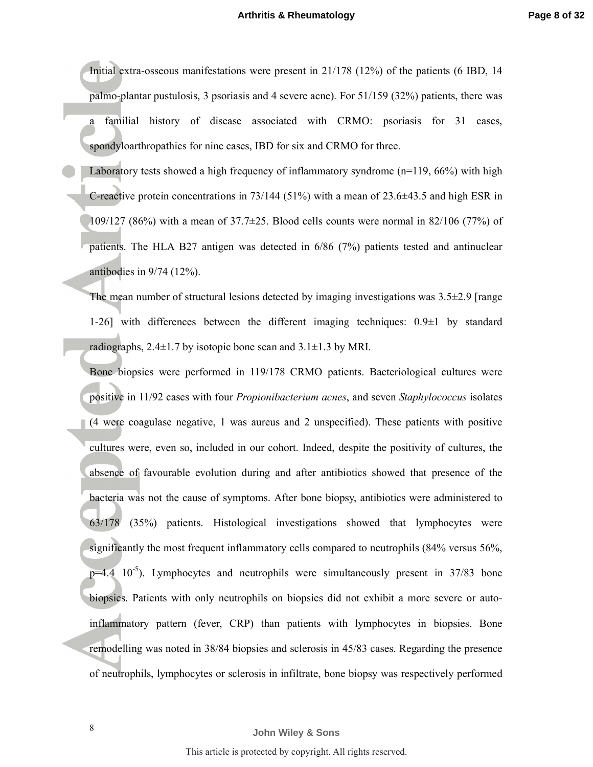Initial extra-osseous manifestations were present in 21/178 (12%) of the patients (6 IBD, 14 palmo-plantar pustulosis, 3 psoriasis and 4 severe acne). For 51/159 (32%) patients, there was a familial history of disease associated with CRMO: psoriasis for 31 cases, spondyloarthropathies for nine cases, IBD for six and CRMO for three.

Laboratory tests showed a high frequency of inflammatory syndrome (n=119, 66%) with high C-reactive protein concentrations in 73/144 (51%) with a mean of 23.6±43.5 and high ESR in 109/127 (86%) with a mean of 37.7±25. Blood cells counts were normal in 82/106 (77%) of patients. The HLA B27 antigen was detected in 6/86 (7%) patients tested and antinuclear antibodies in 9/74 (12%).

The mean number of structural lesions detected by imaging investigations was 3.5±2.9 [range 1-26] with differences between the different imaging techniques: 0.9±1 by standard radiographs, 2.4±1.7 by isotopic bone scan and 3.1±1.3 by MRI.

Bone biopsies were performed in 119/178 CRMO patients. Bacteriological cultures were positive in 11/92 cases with four *Propionibacterium acnes*, and seven *Staphylococcus* isolates (4 were coagulase negative, 1 was aureus and 2 unspecified). These patients with positive cultures were, even so, included in our cohort. Indeed, despite the positivity of cultures, the absence of favourable evolution during and after antibiotics showed that presence of the bacteria was not the cause of symptoms. After bone biopsy, antibiotics were administered to 63/178 (35%) patients. Histological investigations showed that lymphocytes were significantly the most frequent inflammatory cells compared to neutrophils (84% versus 56%, $p=4.4\ 10^{-5}$). Lymphocytes and neutrophils were simultaneously present in 37/83 bone biopsies. Patients with only neutrophils on biopsies did not exhibit a more severe or auto-inflammatory pattern (fever, CRP) than patients with lymphocytes in biopsies. Bone remodelling was noted in 38/84 biopsies and sclerosis in 45/83 cases. Regarding the presence of neutrophils, lymphocytes or sclerosis in infiltrate, bone biopsy was respectively performed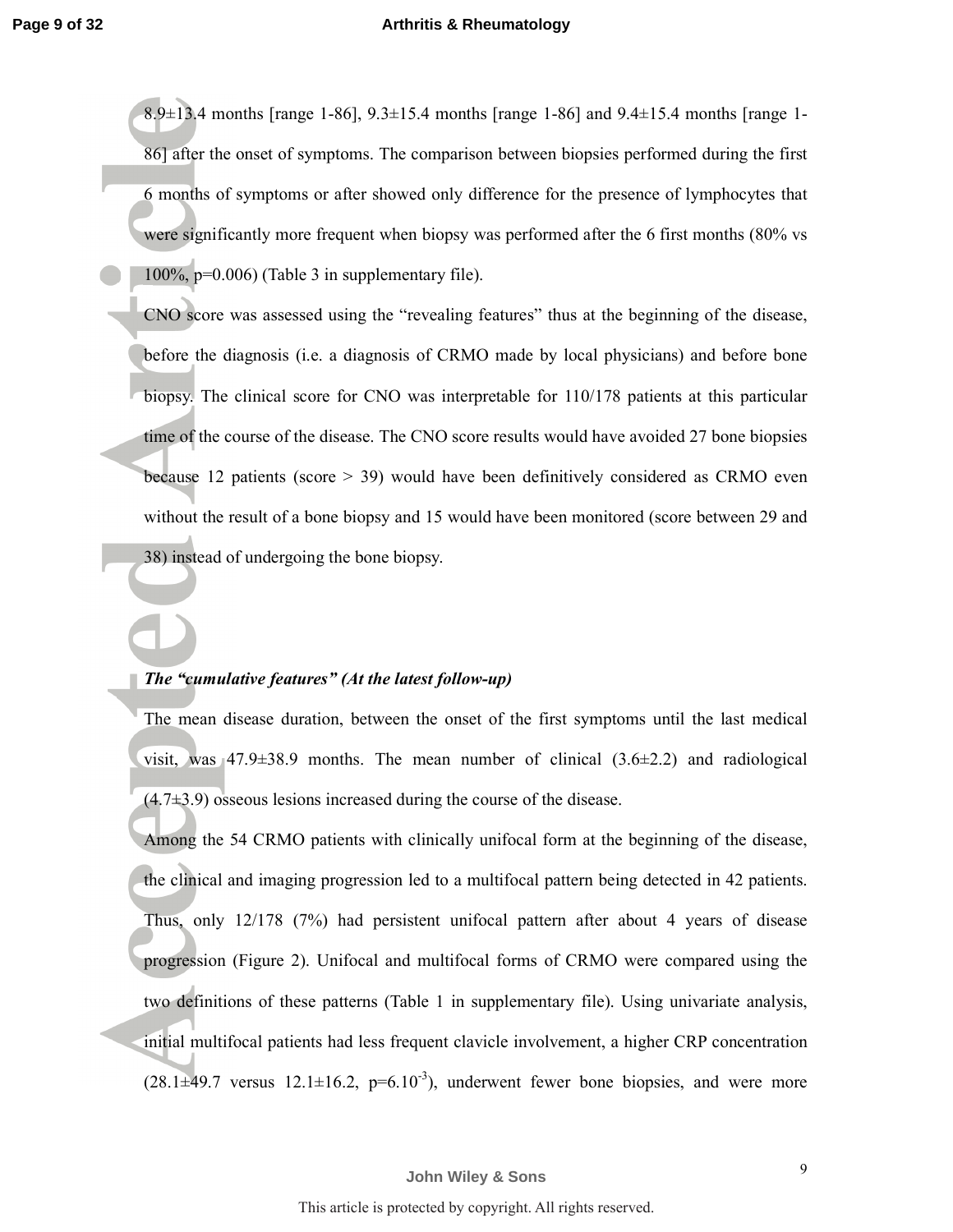8.9±13.4 months [range 1-86], 9.3±15.4 months [range 1-86] and 9.4±15.4 months [range 1-86] after the onset of symptoms. The comparison between biopsies performed during the first 6 months of symptoms or after showed only difference for the presence of lymphocytes that were significantly more frequent when biopsy was performed after the 6 first months (80% vs 100%, p=0.006) (Table 3 in supplementary file).

CNO score was assessed using the "revealing features" thus at the beginning of the disease, before the diagnosis (i.e. a diagnosis of CRMO made by local physicians) and before bone biopsy. The clinical score for CNO was interpretable for 110/178 patients at this particular time of the course of the disease. The CNO score results would have avoided 27 bone biopsies because 12 patients (score > 39) would have been definitively considered as CRMO even without the result of a bone biopsy and 15 would have been monitored (score between 29 and 38) instead of undergoing the bone biopsy.

***The "cumulative features" (At the latest follow-up)***

The mean disease duration, between the onset of the first symptoms until the last medical visit, was 47.9±38.9 months. The mean number of clinical (3.6±2.2) and radiological (4.7±3.9) osseous lesions increased during the course of the disease.

Among the 54 CRMO patients with clinically unifocal form at the beginning of the disease, the clinical and imaging progression led to a multifocal pattern being detected in 42 patients. Thus, only 12/178 (7%) had persistent unifocal pattern after about 4 years of disease progression (Figure 2). Unifocal and multifocal forms of CRMO were compared using the two definitions of these patterns (Table 1 in supplementary file). Using univariate analysis, initial multifocal patients had less frequent clavicle involvement, a higher CRP concentration (28.1±49.7 versus 12.1±16.2, $p=6.10^{-3}$), underwent fewer bone biopsies, and were more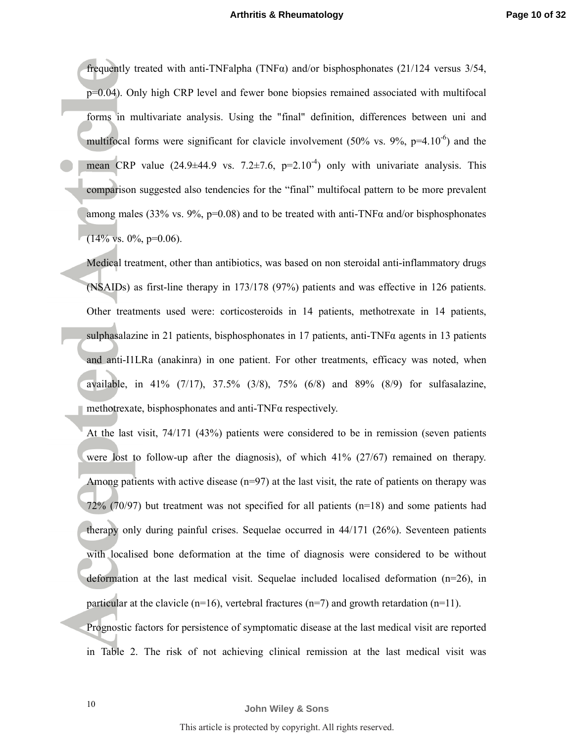frequently treated with anti-TNFalpha (TNFα) and/or bisphosphonates (21/124 versus 3/54, $p=0.04$). Only high CRP level and fewer bone biopsies remained associated with multifocal forms in multivariate analysis. Using the "final" definition, differences between uni and multifocal forms were significant for clavicle involvement (50% vs. 9%, $p=4.10^{-6}$) and the mean CRP value (24.9±44.9 vs. 7.2±7.6, $p=2.10^{-4}$) only with univariate analysis. This comparison suggested also tendencies for the "final" multifocal pattern to be more prevalent among males (33% vs. 9%, $p=0.08$) and to be treated with anti-TNFα and/or bisphosphonates (14% vs. 0%, $p=0.06$).

Medical treatment, other than antibiotics, was based on non steroidal anti-inflammatory drugs (NSAIDs) as first-line therapy in 173/178 (97%) patients and was effective in 126 patients. Other treatments used were: corticosteroids in 14 patients, methotrexate in 14 patients, sulphasalazine in 21 patients, bisphosphonates in 17 patients, anti-TNFα agents in 13 patients and anti-I1LRa (anakinra) in one patient. For other treatments, efficacy was noted, when available, in 41% (7/17), 37.5% (3/8), 75% (6/8) and 89% (8/9) for sulfasalazine, methotrexate, bisphosphonates and anti-TNFα respectively.

At the last visit, 74/171 (43%) patients were considered to be in remission (seven patients were lost to follow-up after the diagnosis), of which 41% (27/67) remained on therapy. Among patients with active disease (n=97) at the last visit, the rate of patients on therapy was 72% (70/97) but treatment was not specified for all patients (n=18) and some patients had therapy only during painful crises. Sequelae occurred in 44/171 (26%). Seventeen patients with localised bone deformation at the time of diagnosis were considered to be without deformation at the last medical visit. Sequelae included localised deformation (n=26), in particular at the clavicle (n=16), vertebral fractures (n=7) and growth retardation (n=11).

Prognostic factors for persistence of symptomatic disease at the last medical visit are reported in Table 2. The risk of not achieving clinical remission at the last medical visit was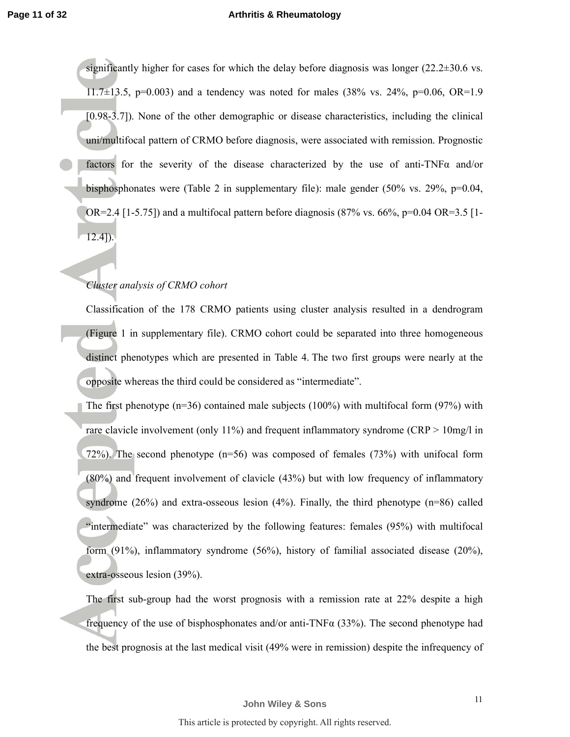significantly higher for cases for which the delay before diagnosis was longer (22.2±30.6 vs. 11.7±13.5, $p=0.003$) and a tendency was noted for males (38% vs. 24%, $p=0.06$, OR=1.9 [0.98-3.7]). None of the other demographic or disease characteristics, including the clinical uni/multifocal pattern of CRMO before diagnosis, were associated with remission. Prognostic factors for the severity of the disease characterized by the use of anti-TNFα and/or bisphosphonates were (Table 2 in supplementary file): male gender (50% vs. 29%, $p=0.04$, OR=2.4 [1-5.75]) and a multifocal pattern before diagnosis (87% vs. 66%, $p=0.04$ OR=3.5 [1-12.4]).

*Cluster analysis of CRMO cohort*

Classification of the 178 CRMO patients using cluster analysis resulted in a dendrogram (Figure 1 in supplementary file). CRMO cohort could be separated into three homogeneous distinct phenotypes which are presented in Table 4. The two first groups were nearly at the opposite whereas the third could be considered as "intermediate".

The first phenotype (n=36) contained male subjects (100%) with multifocal form (97%) with rare clavicle involvement (only 11%) and frequent inflammatory syndrome (CRP > 10mg/l in 72%). The second phenotype (n=56) was composed of females (73%) with unifocal form (80%) and frequent involvement of clavicle (43%) but with low frequency of inflammatory syndrome (26%) and extra-osseous lesion (4%). Finally, the third phenotype (n=86) called "intermediate" was characterized by the following features: females (95%) with multifocal form (91%), inflammatory syndrome (56%), history of familial associated disease (20%), extra-osseous lesion (39%).

The first sub-group had the worst prognosis with a remission rate at 22% despite a high frequency of the use of bisphosphonates and/or anti-TNFα (33%). The second phenotype had the best prognosis at the last medical visit (49% were in remission) despite the infrequency of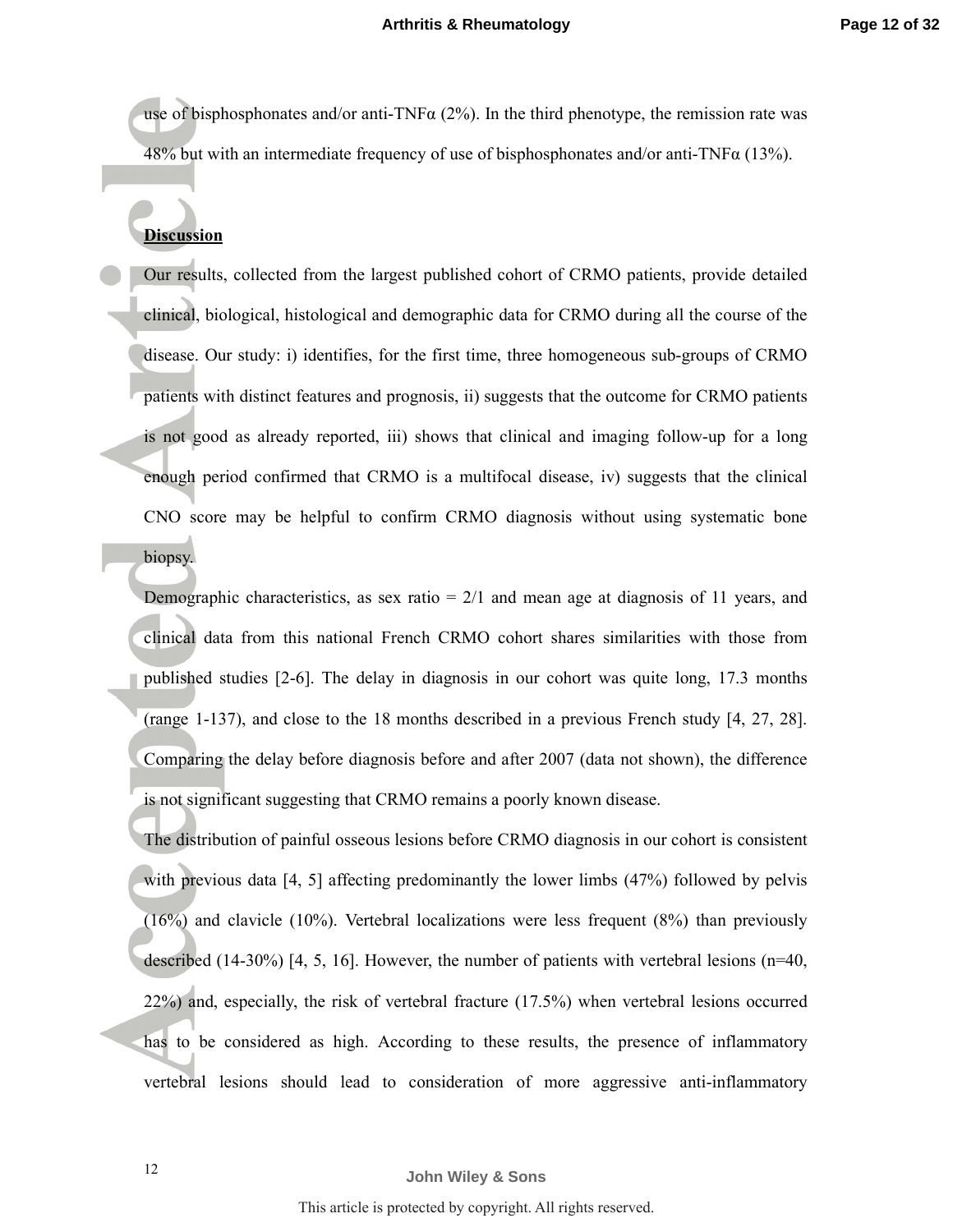use of bisphosphonates and/or anti-TNFα (2%). In the third phenotype, the remission rate was 48% but with an intermediate frequency of use of bisphosphonates and/or anti-TNFα (13%).

## Discussion

Our results, collected from the largest published cohort of CRMO patients, provide detailed clinical, biological, histological and demographic data for CRMO during all the course of the disease. Our study: i) identifies, for the first time, three homogeneous sub-groups of CRMO patients with distinct features and prognosis, ii) suggests that the outcome for CRMO patients is not good as already reported, iii) shows that clinical and imaging follow-up for a long enough period confirmed that CRMO is a multifocal disease, iv) suggests that the clinical CNO score may be helpful to confirm CRMO diagnosis without using systematic bone biopsy.

Demographic characteristics, as sex ratio = 2/1 and mean age at diagnosis of 11 years, and clinical data from this national French CRMO cohort shares similarities with those from published studies [2-6]. The delay in diagnosis in our cohort was quite long, 17.3 months (range 1-137), and close to the 18 months described in a previous French study [4, 27, 28]. Comparing the delay before diagnosis before and after 2007 (data not shown), the difference is not significant suggesting that CRMO remains a poorly known disease.

The distribution of painful osseous lesions before CRMO diagnosis in our cohort is consistent with previous data [4, 5] affecting predominantly the lower limbs (47%) followed by pelvis (16%) and clavicle (10%). Vertebral localizations were less frequent (8%) than previously described (14-30%) [4, 5, 16]. However, the number of patients with vertebral lesions (n=40, 22%) and, especially, the risk of vertebral fracture (17.5%) when vertebral lesions occurred has to be considered as high. According to these results, the presence of inflammatory vertebral lesions should lead to consideration of more aggressive anti-inflammatory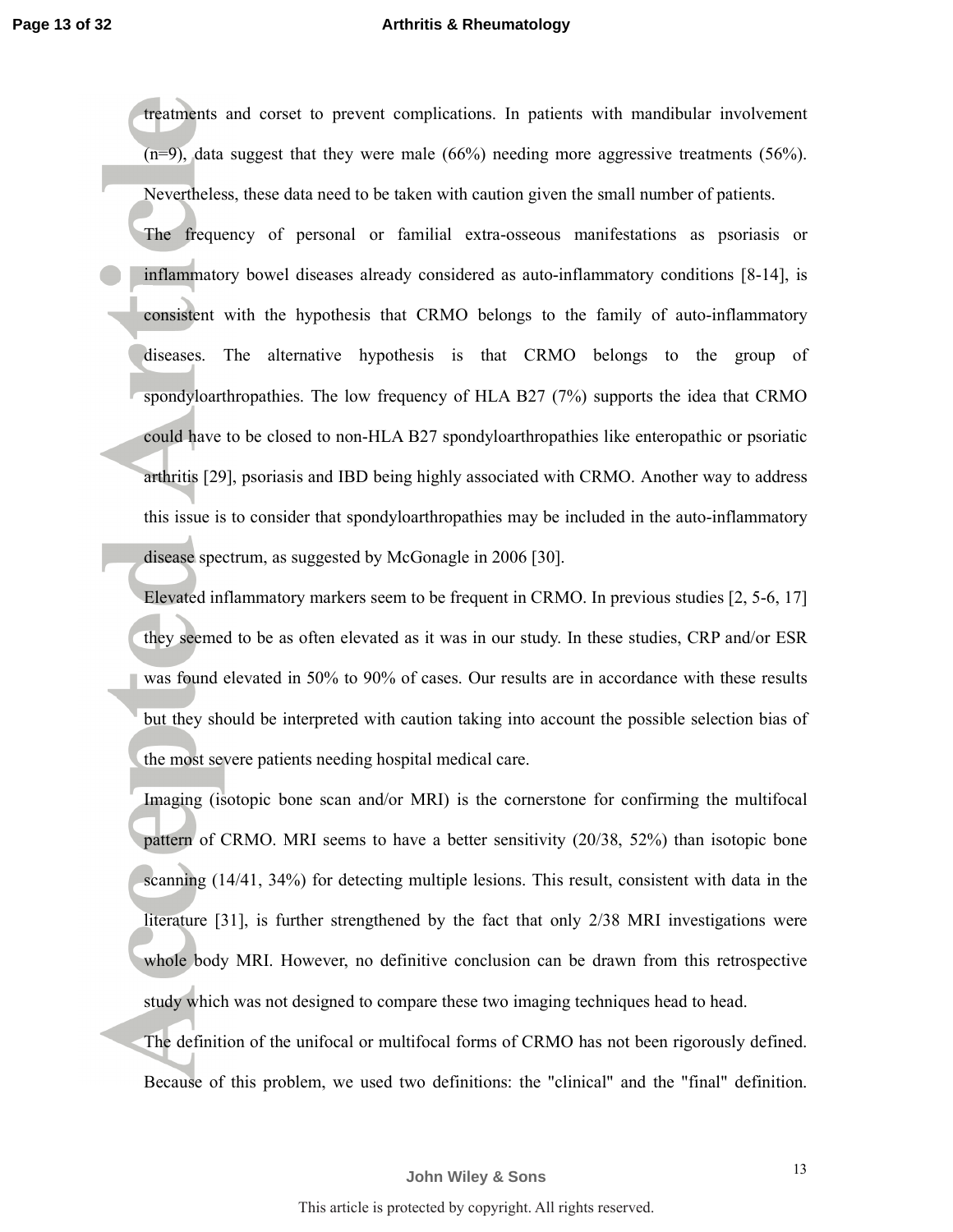treatments and corset to prevent complications. In patients with mandibular involvement (n=9), data suggest that they were male (66%) needing more aggressive treatments (56%). Nevertheless, these data need to be taken with caution given the small number of patients.

The frequency of personal or familial extra-osseous manifestations as psoriasis or inflammatory bowel diseases already considered as auto-inflammatory conditions [8-14], is consistent with the hypothesis that CRMO belongs to the family of auto-inflammatory diseases. The alternative hypothesis is that CRMO belongs to the group of spondyloarthropathies. The low frequency of HLA B27 (7%) supports the idea that CRMO could have to be closed to non-HLA B27 spondyloarthropathies like enteropathic or psoriatic arthritis [29], psoriasis and IBD being highly associated with CRMO. Another way to address this issue is to consider that spondyloarthropathies may be included in the auto-inflammatory disease spectrum, as suggested by McGonagle in 2006 [30].

Elevated inflammatory markers seem to be frequent in CRMO. In previous studies [2, 5-6, 17] they seemed to be as often elevated as it was in our study. In these studies, CRP and/or ESR was found elevated in 50% to 90% of cases. Our results are in accordance with these results but they should be interpreted with caution taking into account the possible selection bias of the most severe patients needing hospital medical care.

Imaging (isotopic bone scan and/or MRI) is the cornerstone for confirming the multifocal pattern of CRMO. MRI seems to have a better sensitivity (20/38, 52%) than isotopic bone scanning (14/41, 34%) for detecting multiple lesions. This result, consistent with data in the literature [31], is further strengthened by the fact that only 2/38 MRI investigations were whole body MRI. However, no definitive conclusion can be drawn from this retrospective study which was not designed to compare these two imaging techniques head to head.

The definition of the unifocal or multifocal forms of CRMO has not been rigorously defined. Because of this problem, we used two definitions: the "clinical" and the "final" definition.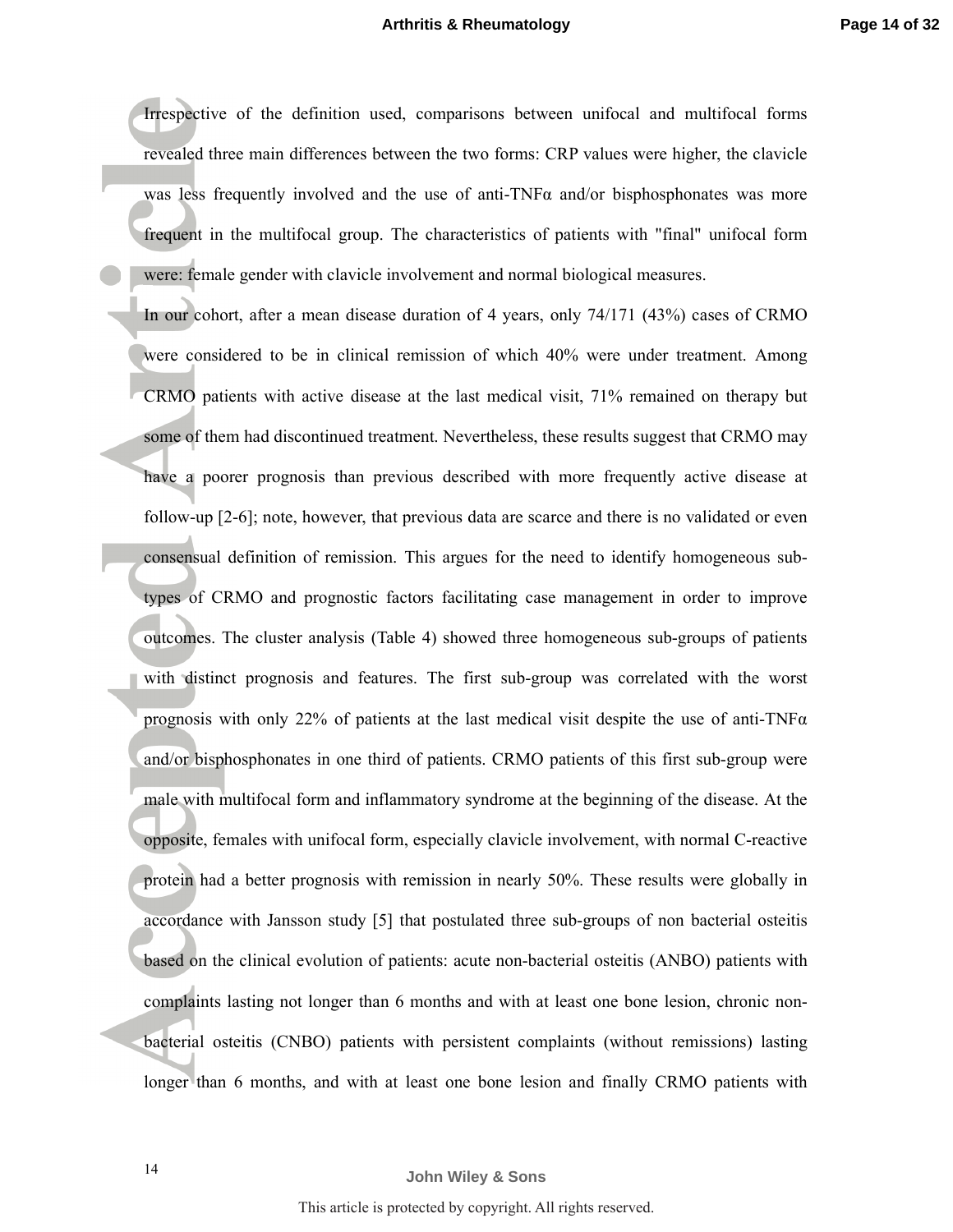Irrespective of the definition used, comparisons between unifocal and multifocal forms revealed three main differences between the two forms: CRP values were higher, the clavicle was less frequently involved and the use of anti-TNFα and/or bisphosphonates was more frequent in the multifocal group. The characteristics of patients with "final" unifocal form were: female gender with clavicle involvement and normal biological measures.

In our cohort, after a mean disease duration of 4 years, only 74/171 (43%) cases of CRMO were considered to be in clinical remission of which 40% were under treatment. Among CRMO patients with active disease at the last medical visit, 71% remained on therapy but some of them had discontinued treatment. Nevertheless, these results suggest that CRMO may have a poorer prognosis than previous described with more frequently active disease at follow-up [2-6]; note, however, that previous data are scarce and there is no validated or even consensual definition of remission. This argues for the need to identify homogeneous sub-types of CRMO and prognostic factors facilitating case management in order to improve outcomes. The cluster analysis (Table 4) showed three homogeneous sub-groups of patients with distinct prognosis and features. The first sub-group was correlated with the worst prognosis with only 22% of patients at the last medical visit despite the use of anti-TNFα and/or bisphosphonates in one third of patients. CRMO patients of this first sub-group were male with multifocal form and inflammatory syndrome at the beginning of the disease. At the opposite, females with unifocal form, especially clavicle involvement, with normal C-reactive protein had a better prognosis with remission in nearly 50%. These results were globally in accordance with Jansson study [5] that postulated three sub-groups of non bacterial osteitis based on the clinical evolution of patients: acute non-bacterial osteitis (ANBO) patients with complaints lasting not longer than 6 months and with at least one bone lesion, chronic non-bacterial osteitis (CNBO) patients with persistent complaints (without remissions) lasting longer than 6 months, and with at least one bone lesion and finally CRMO patients with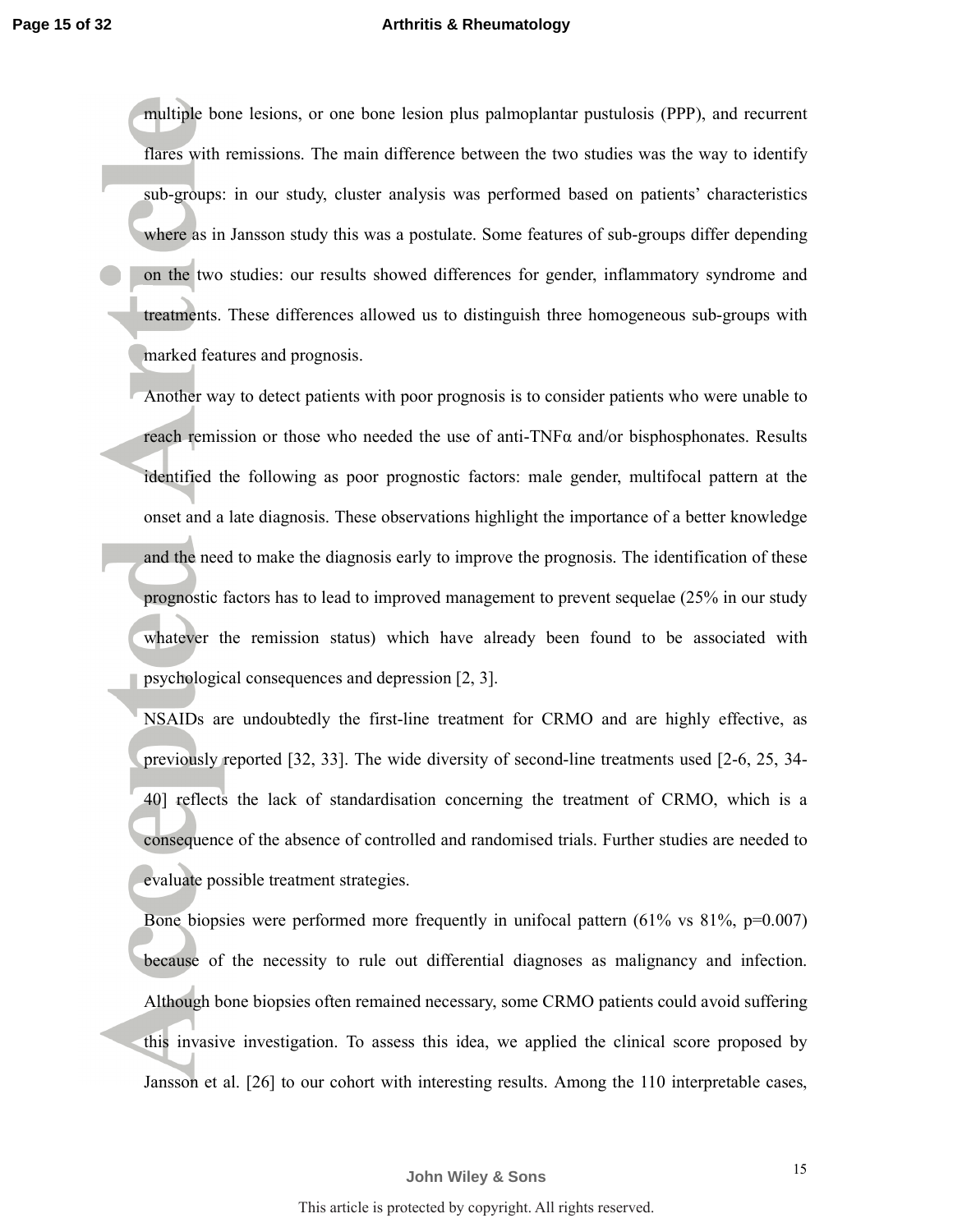multiple bone lesions, or one bone lesion plus palmoplantar pustulosis (PPP), and recurrent flares with remissions. The main difference between the two studies was the way to identify sub-groups: in our study, cluster analysis was performed based on patients' characteristics where as in Jansson study this was a postulate. Some features of sub-groups differ depending on the two studies: our results showed differences for gender, inflammatory syndrome and treatments. These differences allowed us to distinguish three homogeneous sub-groups with marked features and prognosis.

Another way to detect patients with poor prognosis is to consider patients who were unable to reach remission or those who needed the use of anti-TNFα and/or bisphosphonates. Results identified the following as poor prognostic factors: male gender, multifocal pattern at the onset and a late diagnosis. These observations highlight the importance of a better knowledge and the need to make the diagnosis early to improve the prognosis. The identification of these prognostic factors has to lead to improved management to prevent sequelae (25% in our study whatever the remission status) which have already been found to be associated with psychological consequences and depression [2, 3].

NSAIDs are undoubtedly the first-line treatment for CRMO and are highly effective, as previously reported [32, 33]. The wide diversity of second-line treatments used [2-6, 25, 34-40] reflects the lack of standardisation concerning the treatment of CRMO, which is a consequence of the absence of controlled and randomised trials. Further studies are needed to evaluate possible treatment strategies.

Bone biopsies were performed more frequently in unifocal pattern (61% vs 81%, p=0.007) because of the necessity to rule out differential diagnoses as malignancy and infection. Although bone biopsies often remained necessary, some CRMO patients could avoid suffering this invasive investigation. To assess this idea, we applied the clinical score proposed by Jansson et al. [26] to our cohort with interesting results. Among the 110 interpretable cases,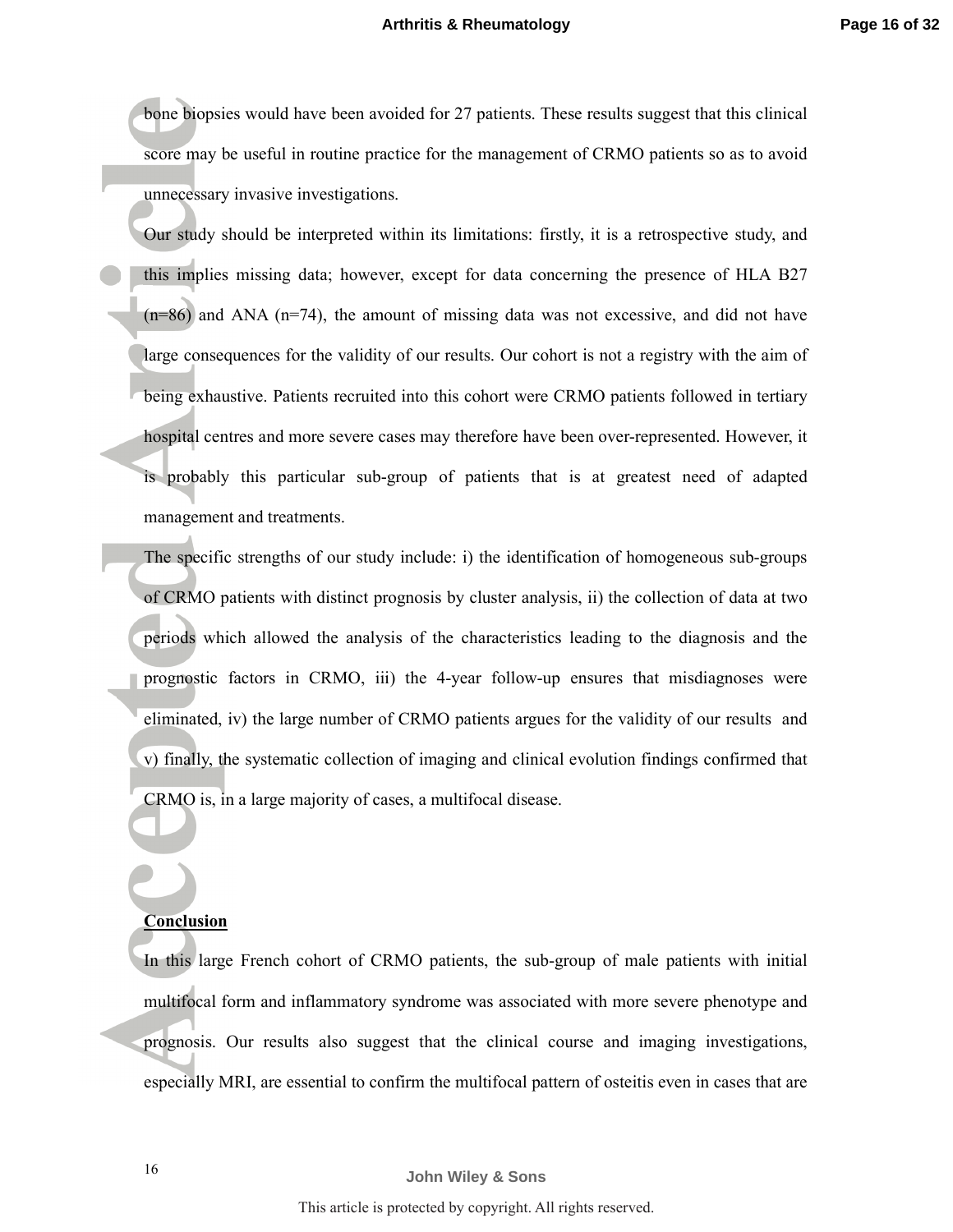bone biopsies would have been avoided for 27 patients. These results suggest that this clinical score may be useful in routine practice for the management of CRMO patients so as to avoid unnecessary invasive investigations.

Our study should be interpreted within its limitations: firstly, it is a retrospective study, and this implies missing data; however, except for data concerning the presence of HLA B27 (n=86) and ANA (n=74), the amount of missing data was not excessive, and did not have large consequences for the validity of our results. Our cohort is not a registry with the aim of being exhaustive. Patients recruited into this cohort were CRMO patients followed in tertiary hospital centres and more severe cases may therefore have been over-represented. However, it is probably this particular sub-group of patients that is at greatest need of adapted management and treatments.

The specific strengths of our study include: i) the identification of homogeneous sub-groups of CRMO patients with distinct prognosis by cluster analysis, ii) the collection of data at two periods which allowed the analysis of the characteristics leading to the diagnosis and the prognostic factors in CRMO, iii) the 4-year follow-up ensures that misdiagnoses were eliminated, iv) the large number of CRMO patients argues for the validity of our results and v) finally, the systematic collection of imaging and clinical evolution findings confirmed that CRMO is, in a large majority of cases, a multifocal disease.

## Conclusion

In this large French cohort of CRMO patients, the sub-group of male patients with initial multifocal form and inflammatory syndrome was associated with more severe phenotype and prognosis. Our results also suggest that the clinical course and imaging investigations, especially MRI, are essential to confirm the multifocal pattern of osteitis even in cases that are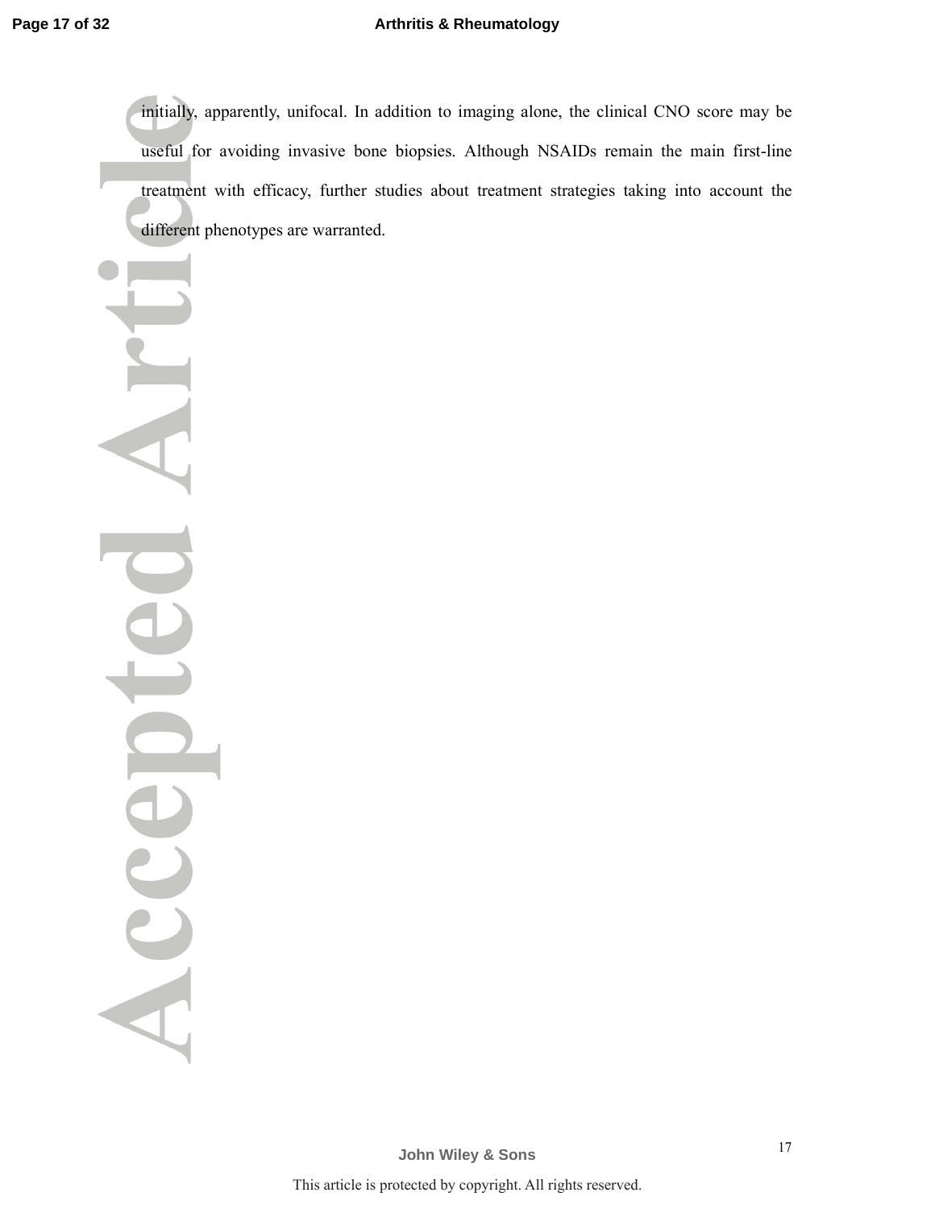initially, apparently, unifocal. In addition to imaging alone, the clinical CNO score may be useful for avoiding invasive bone biopsies. Although NSAIDs remain the main first-line treatment with efficacy, further studies about treatment strategies taking into account the different phenotypes are warranted.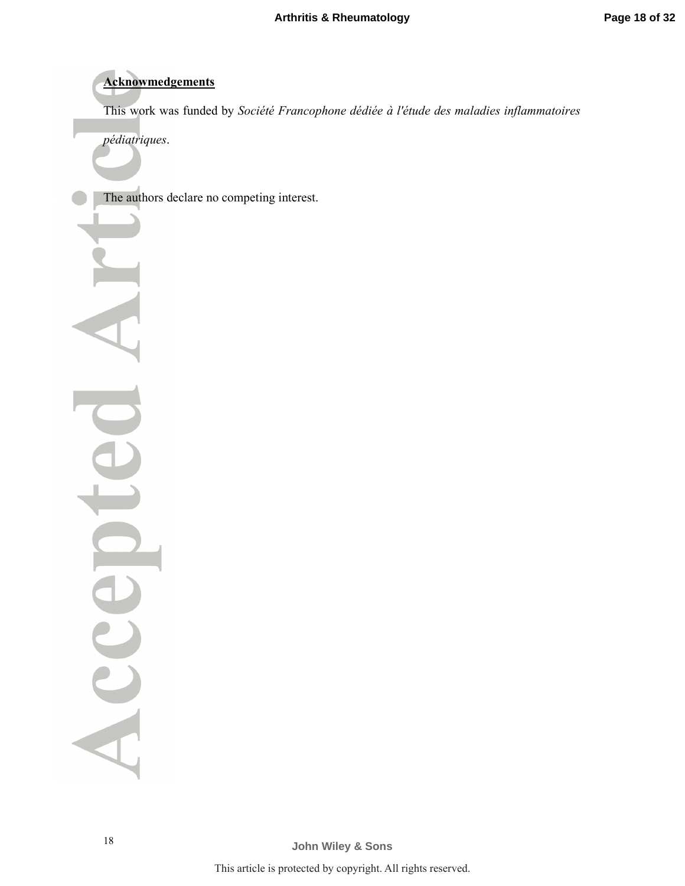## Acknowmedgements

This work was funded by *Société Francophone dédiée à l'étude des maladies inflammatoires pédiatriques*.

The authors declare no competing interest.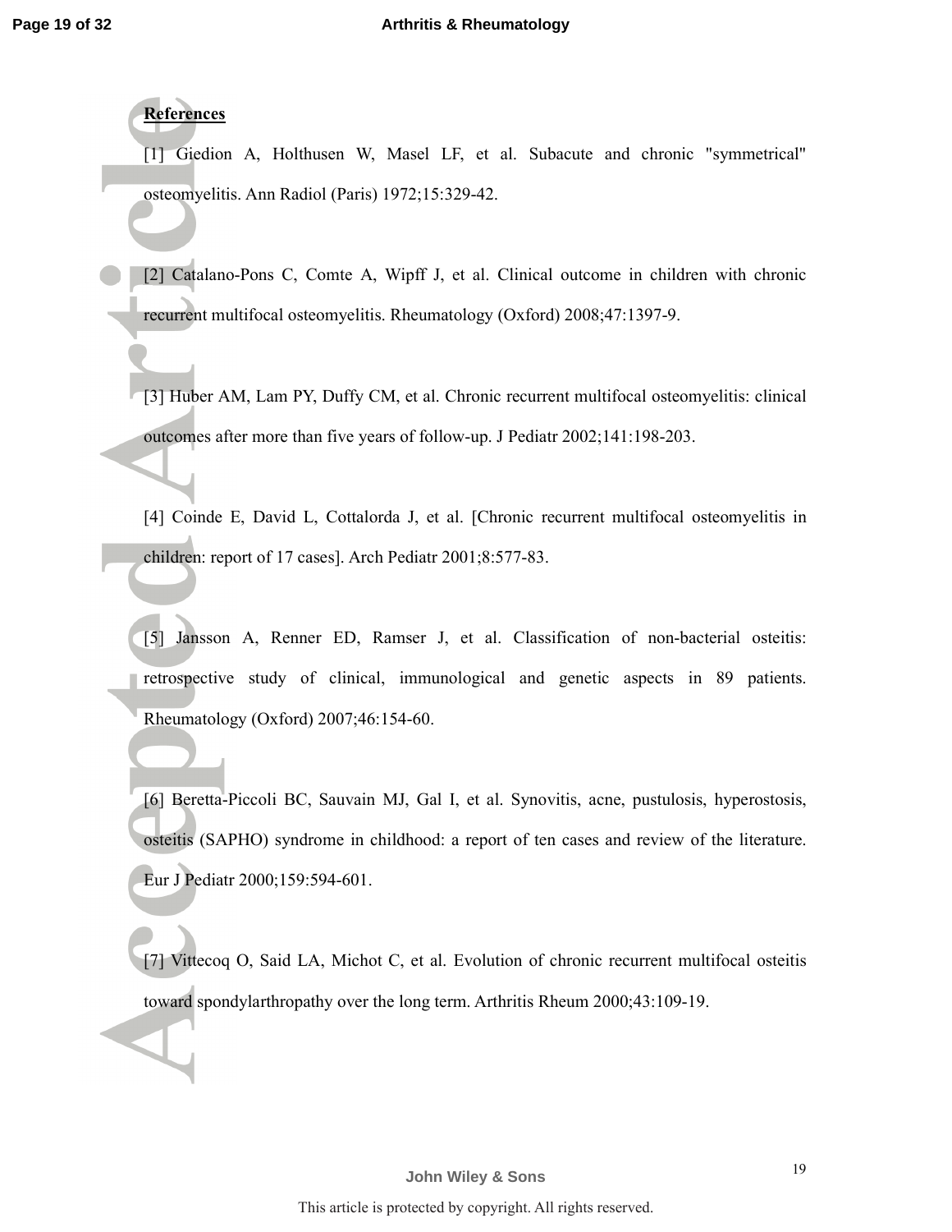**References**

[1] Giedion A, Holthusen W, Masel LF, et al. Subacute and chronic "symmetrical" osteomyelitis. Ann Radiol (Paris) 1972;15:329-42.

[2] Catalano-Pons C, Comte A, Wipff J, et al. Clinical outcome in children with chronic recurrent multifocal osteomyelitis. Rheumatology (Oxford) 2008;47:1397-9.

[3] Huber AM, Lam PY, Duffy CM, et al. Chronic recurrent multifocal osteomyelitis: clinical outcomes after more than five years of follow-up. J Pediatr 2002;141:198-203.

[4] Coinde E, David L, Cottalorda J, et al. [Chronic recurrent multifocal osteomyelitis in children: report of 17 cases]. Arch Pediatr 2001;8:577-83.

[5] Jansson A, Renner ED, Ramser J, et al. Classification of non-bacterial osteitis: retrospective study of clinical, immunological and genetic aspects in 89 patients. Rheumatology (Oxford) 2007;46:154-60.

[6] Beretta-Piccoli BC, Sauvain MJ, Gal I, et al. Synovitis, acne, pustulosis, hyperostosis, osteitis (SAPHO) syndrome in childhood: a report of ten cases and review of the literature. Eur J Pediatr 2000;159:594-601.

[7] Vittecoq O, Said LA, Michot C, et al. Evolution of chronic recurrent multifocal osteitis toward spondylarthropathy over the long term. Arthritis Rheum 2000;43:109-19.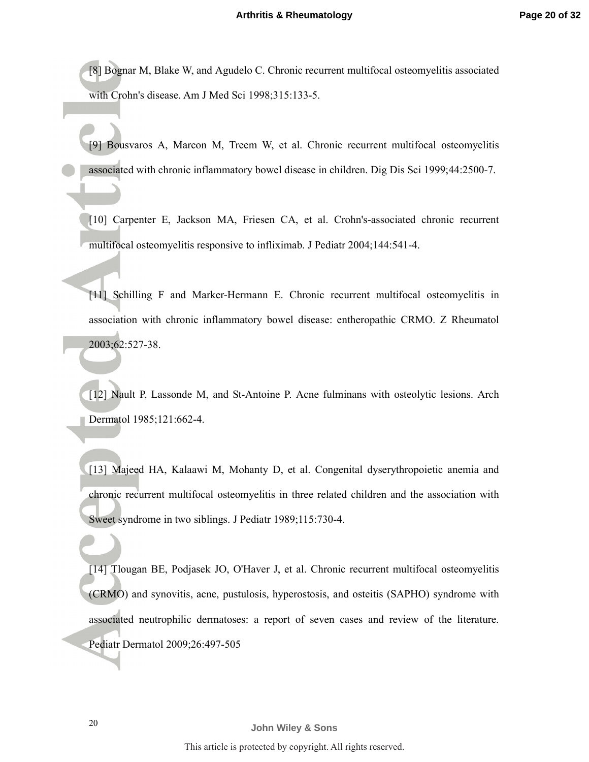[8] Bognar M, Blake W, and Agudelo C. Chronic recurrent multifocal osteomyelitis associated with Crohn's disease. Am J Med Sci 1998;315:133-5.

[9] Bousvaros A, Marcon M, Treem W, et al. Chronic recurrent multifocal osteomyelitis associated with chronic inflammatory bowel disease in children. Dig Dis Sci 1999;44:2500-7.

[10] Carpenter E, Jackson MA, Friesen CA, et al. Crohn's-associated chronic recurrent multifocal osteomyelitis responsive to infliximab. J Pediatr 2004;144:541-4.

[11] Schilling F and Marker-Hermann E. Chronic recurrent multifocal osteomyelitis in association with chronic inflammatory bowel disease: entheropathic CRMO. Z Rheumatol 2003;62:527-38.

[12] Nault P, Lassonde M, and St-Antoine P. Acne fulminans with osteolytic lesions. Arch Dermatol 1985;121:662-4.

[13] Majeed HA, Kalaawi M, Mohanty D, et al. Congenital dyserythropoietic anemia and chronic recurrent multifocal osteomyelitis in three related children and the association with Sweet syndrome in two siblings. J Pediatr 1989;115:730-4.

[14] Tlougan BE, Podjasek JO, O'Haver J, et al. Chronic recurrent multifocal osteomyelitis (CRMO) and synovitis, acne, pustulosis, hyperostosis, and osteitis (SAPHO) syndrome with associated neutrophilic dermatoses: a report of seven cases and review of the literature. Pediatr Dermatol 2009;26:497-505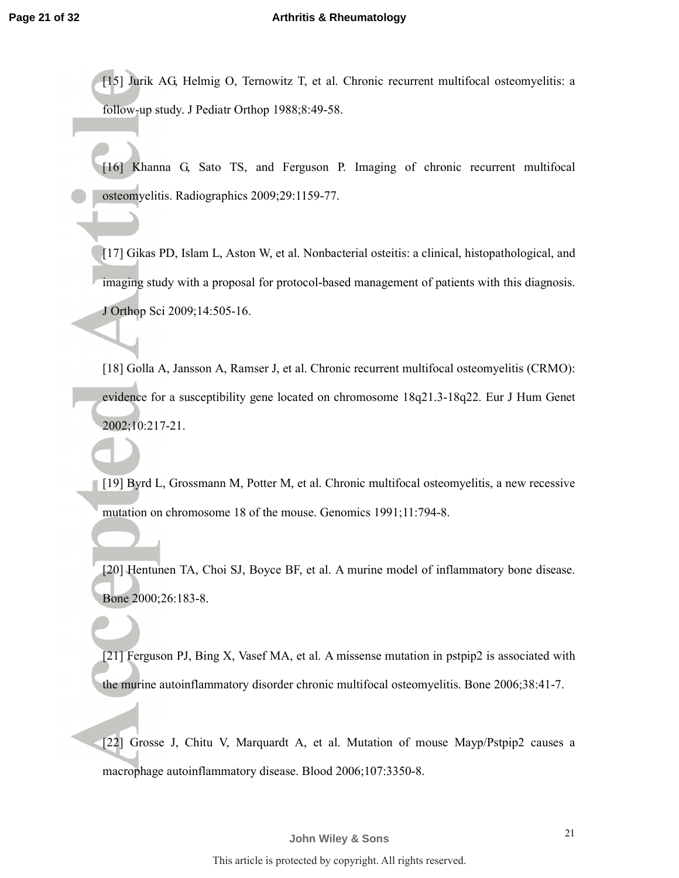[15] Jurik AG, Helmig O, Ternowitz T, et al. Chronic recurrent multifocal osteomyelitis: a follow-up study. J Pediatr Orthop 1988;8:49-58.

[16] Khanna G, Sato TS, and Ferguson P. Imaging of chronic recurrent multifocal osteomyelitis. Radiographics 2009;29:1159-77.

[17] Gikas PD, Islam L, Aston W, et al. Nonbacterial osteitis: a clinical, histopathological, and imaging study with a proposal for protocol-based management of patients with this diagnosis. J Orthop Sci 2009;14:505-16.

[18] Golla A, Jansson A, Ramser J, et al. Chronic recurrent multifocal osteomyelitis (CRMO): evidence for a susceptibility gene located on chromosome 18q21.3-18q22. Eur J Hum Genet 2002;10:217-21.

[19] Byrd L, Grossmann M, Potter M, et al. Chronic multifocal osteomyelitis, a new recessive mutation on chromosome 18 of the mouse. Genomics 1991;11:794-8.

[20] Hentunen TA, Choi SJ, Boyce BF, et al. A murine model of inflammatory bone disease. Bone 2000;26:183-8.

[21] Ferguson PJ, Bing X, Vasef MA, et al. A missense mutation in pstpip2 is associated with the murine autoinflammatory disorder chronic multifocal osteomyelitis. Bone 2006;38:41-7.

[22] Grosse J, Chitu V, Marquardt A, et al. Mutation of mouse Mayp/Pstpip2 causes a macrophage autoinflammatory disease. Blood 2006;107:3350-8.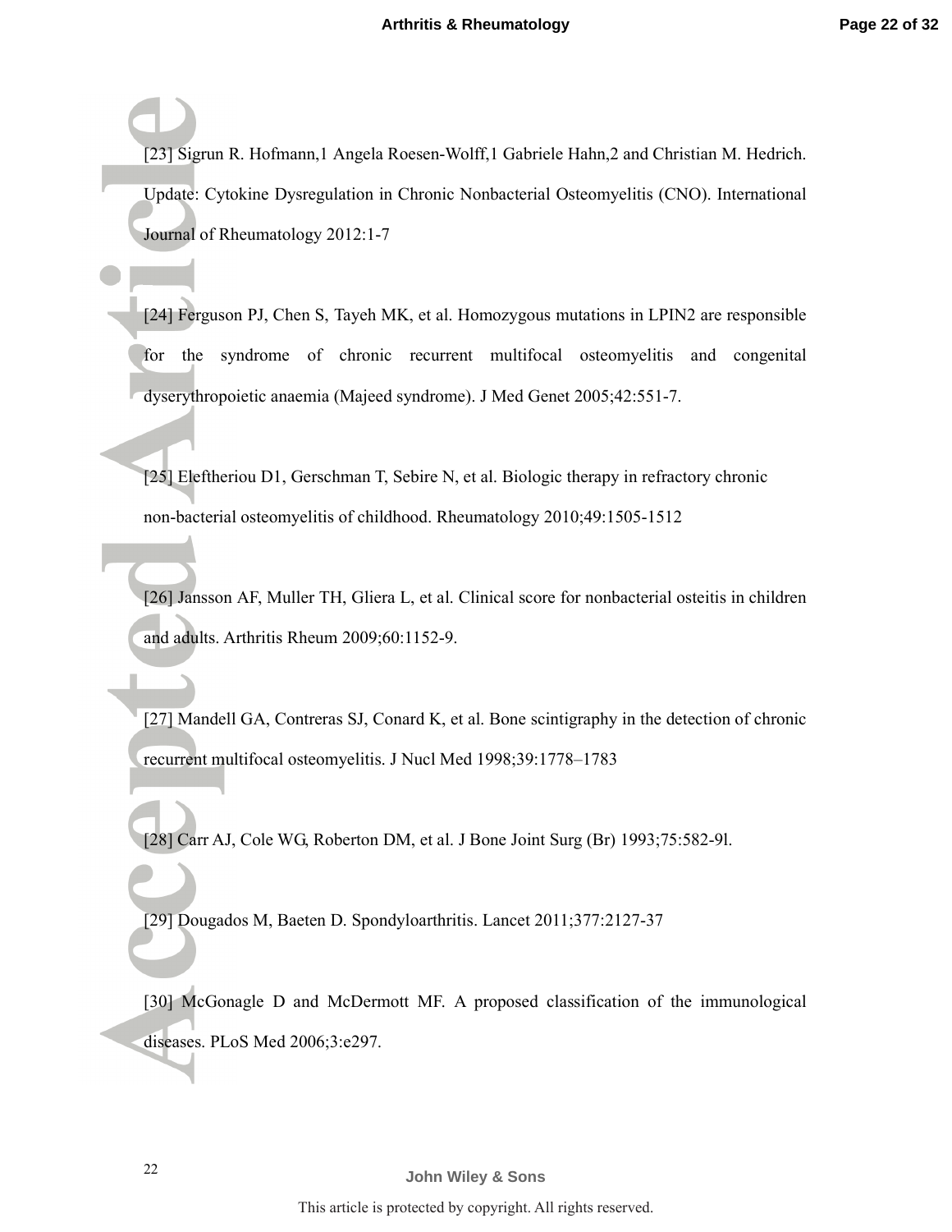[23] Sigrun R. Hofmann,1 Angela Roesen-Wolff,1 Gabriele Hahn,2 and Christian M. Hedrich. Update: Cytokine Dysregulation in Chronic Nonbacterial Osteomyelitis (CNO). International Journal of Rheumatology 2012:1-7

[24] Ferguson PJ, Chen S, Tayeh MK, et al. Homozygous mutations in LPIN2 are responsible for the syndrome of chronic recurrent multifocal osteomyelitis and congenital dyserythropoietic anaemia (Majeed syndrome). J Med Genet 2005;42:551-7.

[25] Eleftheriou D1, Gerschman T, Sebire N, et al. Biologic therapy in refractory chronic non-bacterial osteomyelitis of childhood. Rheumatology 2010;49:1505-1512

[26] Jansson AF, Muller TH, Gliera L, et al. Clinical score for nonbacterial osteitis in children and adults. Arthritis Rheum 2009;60:1152-9.

[27] Mandell GA, Contreras SJ, Conard K, et al. Bone scintigraphy in the detection of chronic recurrent multifocal osteomyelitis. J Nucl Med 1998;39:1778–1783

[28] Carr AJ, Cole WG, Roberton DM, et al. J Bone Joint Surg (Br) 1993;75:582-9l.

[29] Dougados M, Baeten D. Spondyloarthritis. Lancet 2011;377:2127-37

[30] McGonagle D and McDermott MF. A proposed classification of the immunological diseases. PLoS Med 2006;3:e297.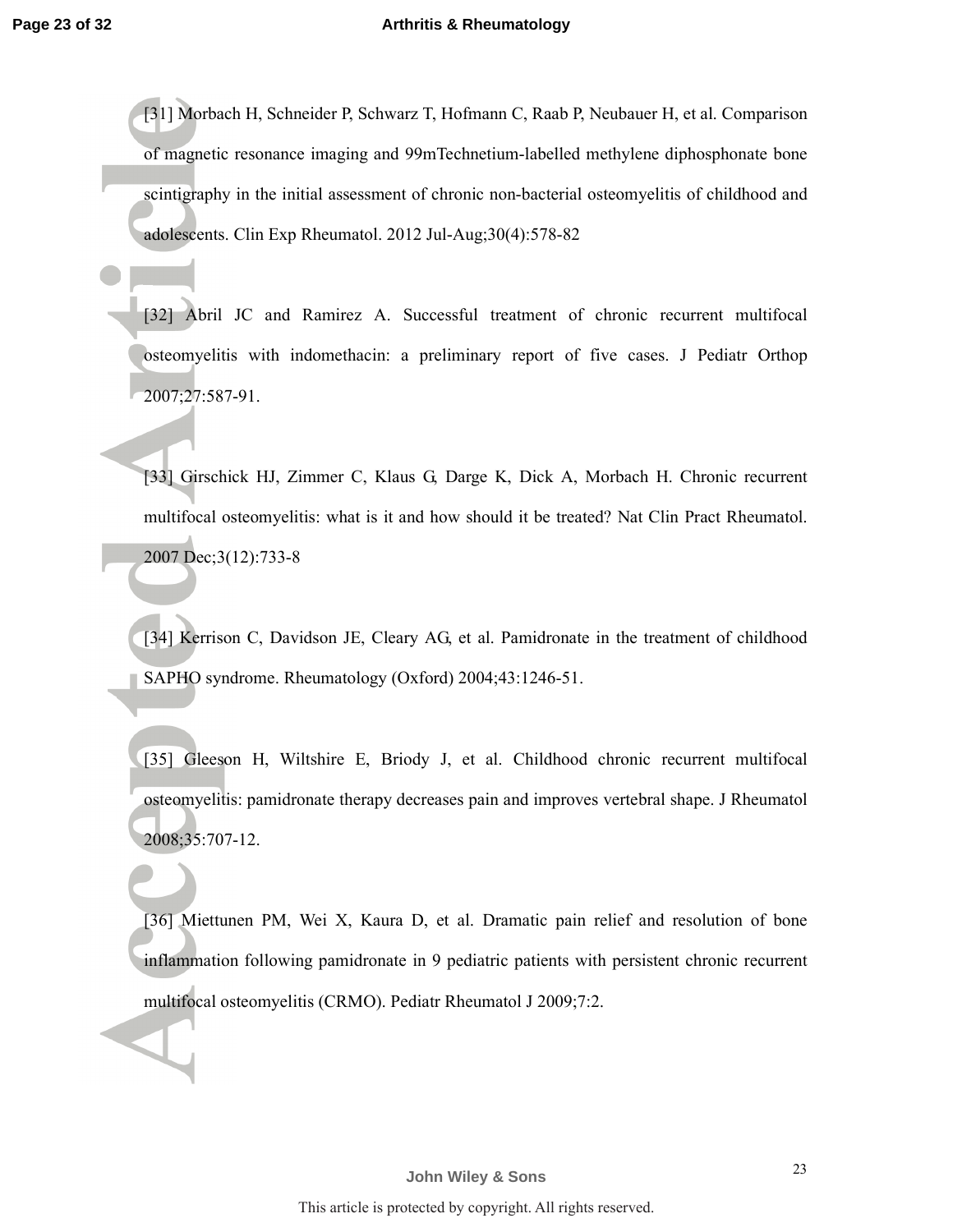[31] Morbach H, Schneider P, Schwarz T, Hofmann C, Raab P, Neubauer H, et al. Comparison of magnetic resonance imaging and 99mTechnetium-labelled methylene diphosphonate bone scintigraphy in the initial assessment of chronic non-bacterial osteomyelitis of childhood and adolescents. Clin Exp Rheumatol. 2012 Jul-Aug;30(4):578-82

[32] Abril JC and Ramirez A. Successful treatment of chronic recurrent multifocal osteomyelitis with indomethacin: a preliminary report of five cases. J Pediatr Orthop 2007;27:587-91.

[33] Girschick HJ, Zimmer C, Klaus G, Darge K, Dick A, Morbach H. Chronic recurrent multifocal osteomyelitis: what is it and how should it be treated? Nat Clin Pract Rheumatol. 2007 Dec;3(12):733-8

[34] Kerrison C, Davidson JE, Cleary AG, et al. Pamidronate in the treatment of childhood SAPHO syndrome. Rheumatology (Oxford) 2004;43:1246-51.

[35] Gleeson H, Wiltshire E, Briody J, et al. Childhood chronic recurrent multifocal osteomyelitis: pamidronate therapy decreases pain and improves vertebral shape. J Rheumatol 2008;35:707-12.

[36] Miettunen PM, Wei X, Kaura D, et al. Dramatic pain relief and resolution of bone inflammation following pamidronate in 9 pediatric patients with persistent chronic recurrent multifocal osteomyelitis (CRMO). Pediatr Rheumatol J 2009;7:2.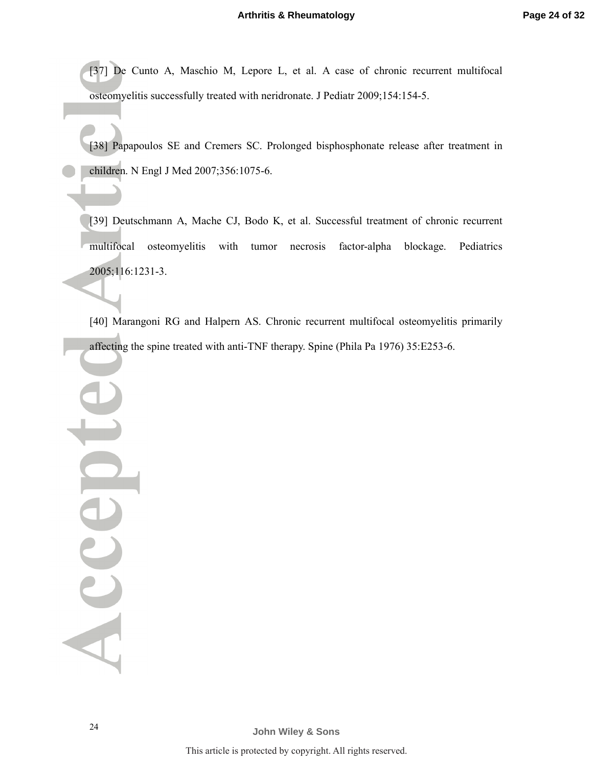[37] De Cunto A, Maschio M, Lepore L, et al. A case of chronic recurrent multifocal osteomyelitis successfully treated with neridronate. J Pediatr 2009;154:154-5.

[38] Papapoulos SE and Cremers SC. Prolonged bisphosphonate release after treatment in children. N Engl J Med 2007;356:1075-6.

[39] Deutschmann A, Mache CJ, Bodo K, et al. Successful treatment of chronic recurrent multifocal osteomyelitis with tumor necrosis factor-alpha blockage. Pediatrics 2005;116:1231-3.

[40] Marangoni RG and Halpern AS. Chronic recurrent multifocal osteomyelitis primarily affecting the spine treated with anti-TNF therapy. Spine (Phila Pa 1976) 35:E253-6.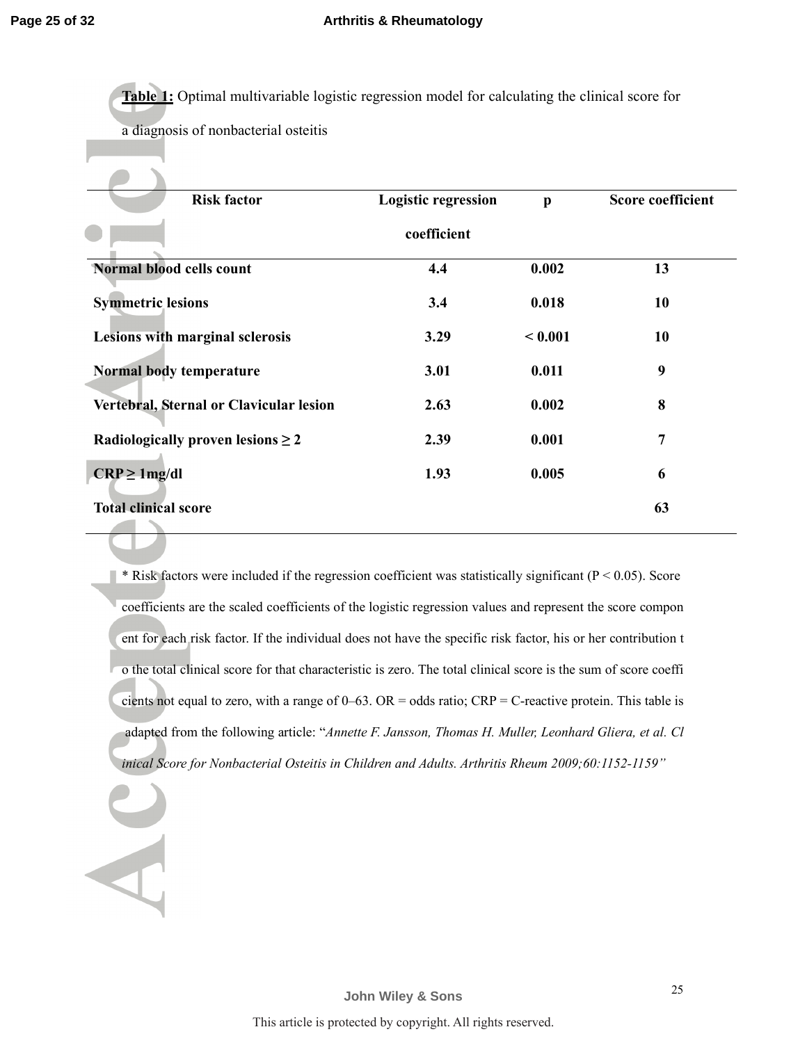**Table 1:** Optimal multivariable logistic regression model for calculating the clinical score for a diagnosis of nonbacterial osteitis

| Risk factor | Logistic regression coefficient | p | Score coefficient |
|---|---|---|---|
| **Normal blood cells count** | **4.4** | **0.002** | **13** |
| **Symmetric lesions** | **3.4** | **0.018** | **10** |
| **Lesions with marginal sclerosis** | **3.29** | **< 0.001** | **10** |
| **Normal body temperature** | **3.01** | **0.011** | **9** |
| **Vertebral, Sternal or Clavicular lesion** | **2.63** | **0.002** | **8** |
| **Radiologically proven lesions ≥ 2** | **2.39** | **0.001** | **7** |
| **CRP ≥ 1mg/dl** | **1.93** | **0.005** | **6** |
| **Total clinical score** | | | **63** |

* Risk factors were included if the regression coefficient was statistically significant ($P < 0.05$). Score coefficients are the scaled coefficients of the logistic regression values and represent the score component for each risk factor. If the individual does not have the specific risk factor, his or her contribution to the total clinical score for that characteristic is zero. The total clinical score is the sum of score coefficients not equal to zero, with a range of 0–63. OR = odds ratio; CRP = C-reactive protein. This table is adapted from the following article: "*Annette F. Jansson, Thomas H. Muller, Leonhard Gliera, et al. Clinical Score for Nonbacterial Osteitis in Children and Adults. Arthritis Rheum 2009;60:1152-1159*"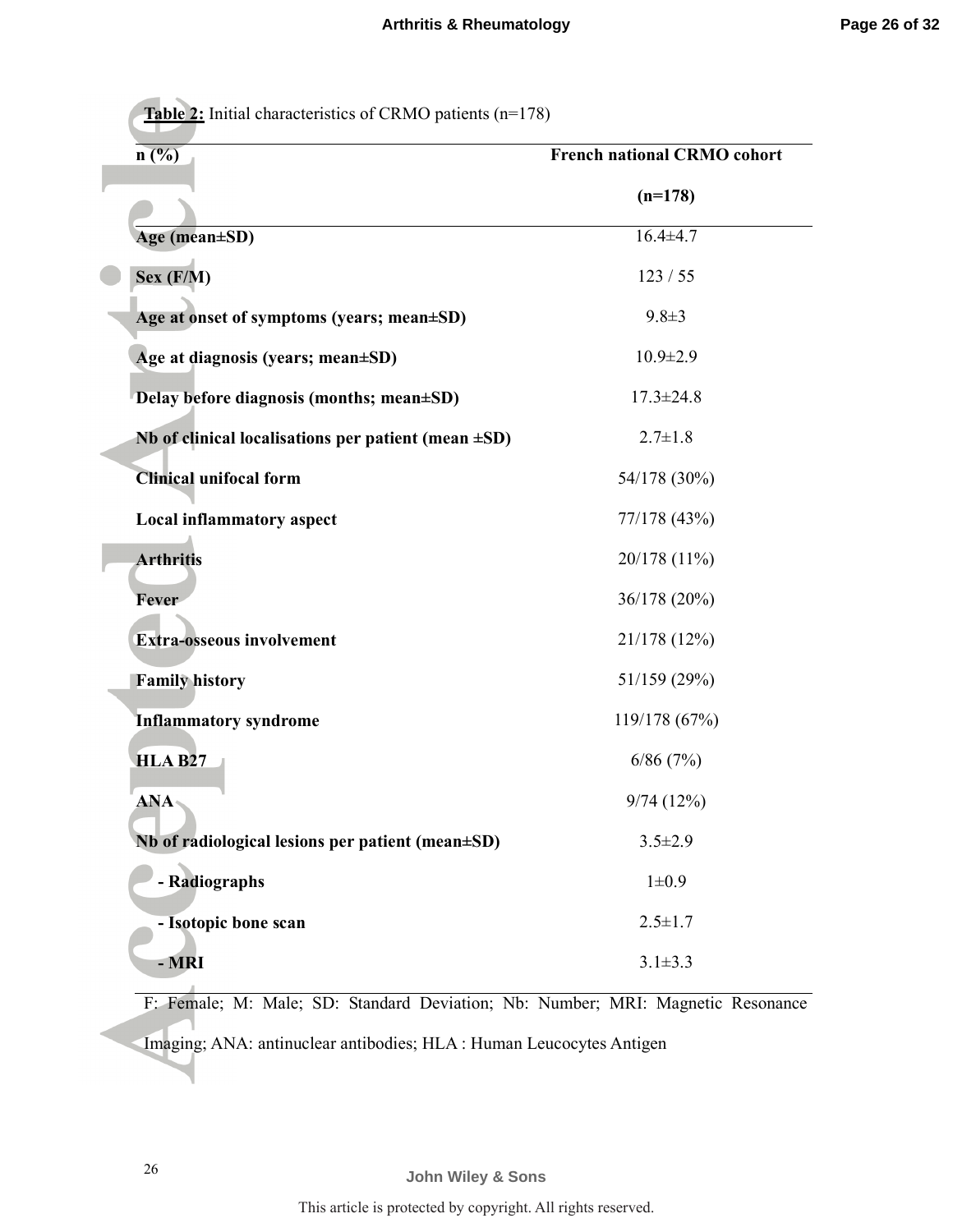**Table 2:** Initial characteristics of CRMO patients (n=178)

| n (%) | French national CRMO cohort (n=178) |
|---|---|
| **Age (mean±SD)** | 16.4±4.7 |
| **Sex (F/M)** | 123 / 55 |
| **Age at onset of symptoms (years; mean±SD)** | 9.8±3 |
| **Age at diagnosis (years; mean±SD)** | 10.9±2.9 |
| **Delay before diagnosis (months; mean±SD)** | 17.3±24.8 |
| **Nb of clinical localisations per patient (mean ±SD)** | 2.7±1.8 |
| **Clinical unifocal form** | 54/178 (30%) |
| **Local inflammatory aspect** | 77/178 (43%) |
| **Arthritis** | 20/178 (11%) |
| **Fever** | 36/178 (20%) |
| **Extra-osseous involvement** | 21/178 (12%) |
| **Family history** | 51/159 (29%) |
| **Inflammatory syndrome** | 119/178 (67%) |
| **HLA B27** | 6/86 (7%) |
| **ANA** | 9/74 (12%) |
| **Nb of radiological lesions per patient (mean±SD)** | 3.5±2.9 |
| **- Radiographs** | 1±0.9 |
| **- Isotopic bone scan** | 2.5±1.7 |
| **- MRI** | 3.1±3.3 |

F: Female; M: Male; SD: Standard Deviation; Nb: Number; MRI: Magnetic Resonance Imaging; ANA: antinuclear antibodies; HLA : Human Leucocytes Antigen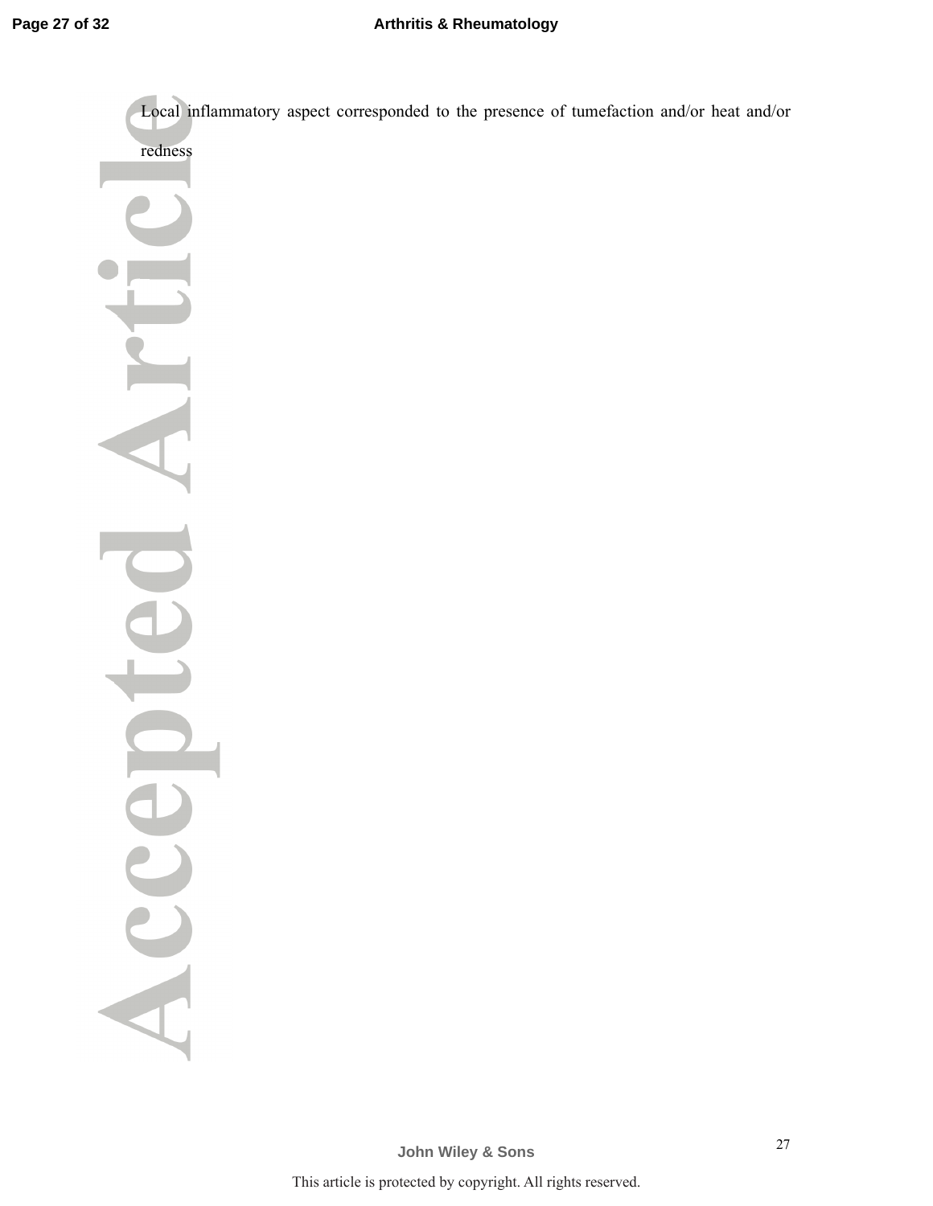Local inflammatory aspect corresponded to the presence of tumefaction and/or heat and/or redness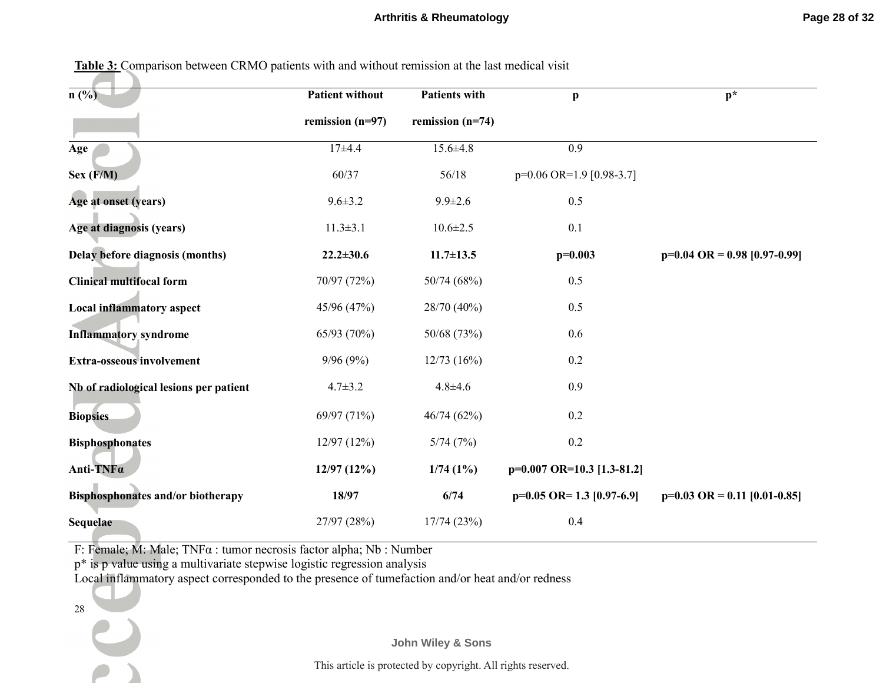**Table 3:** Comparison between CRMO patients with and without remission at the last medical visit

| n (%) | Patient without remission (n=97) | Patients with remission (n=74) | p | p* |
|---|---|---|---|---|
| **Age** | 17±4.4 | 15.6±4.8 | 0.9 | |
| **Sex (F/M)** | 60/37 | 56/18 | p=0.06 OR=1.9 [0.98-3.7] | |
| **Age at onset (years)** | 9.6±3.2 | 9.9±2.6 | 0.5 | |
| **Age at diagnosis (years)** | 11.3±3.1 | 10.6±2.5 | 0.1 | |
| **Delay before diagnosis (months)** | **22.2±30.6** | **11.7±13.5** | **p=0.003** | **p=0.04 OR = 0.98 [0.97-0.99]** |
| **Clinical multifocal form** | 70/97 (72%) | 50/74 (68%) | 0.5 | |
| **Local inflammatory aspect** | 45/96 (47%) | 28/70 (40%) | 0.5 | |
| **Inflammatory syndrome** | 65/93 (70%) | 50/68 (73%) | 0.6 | |
| **Extra-osseous involvement** | 9/96 (9%) | 12/73 (16%) | 0.2 | |
| **Nb of radiological lesions per patient** | 4.7±3.2 | 4.8±4.6 | 0.9 | |
| **Biopsies** | 69/97 (71%) | 46/74 (62%) | 0.2 | |
| **Bisphosphonates** | 12/97 (12%) | 5/74 (7%) | 0.2 | |
| **Anti-TNFα** | **12/97 (12%)** | **1/74 (1%)** | **p=0.007 OR=10.3 [1.3-81.2]** | |
| **Bisphosphonates and/or biotherapy** | **18/97** | **6/74** | **p=0.05 OR= 1.3 [0.97-6.9]** | **p=0.03 OR = 0.11 [0.01-0.85]** |
| **Sequelae** | 27/97 (28%) | 17/74 (23%) | 0.4 | |

F: Female; M: Male; TNFα : tumor necrosis factor alpha; Nb : Number
p* is p value using a multivariate stepwise logistic regression analysis
Local inflammatory aspect corresponded to the presence of tumefaction and/or heat and/or redness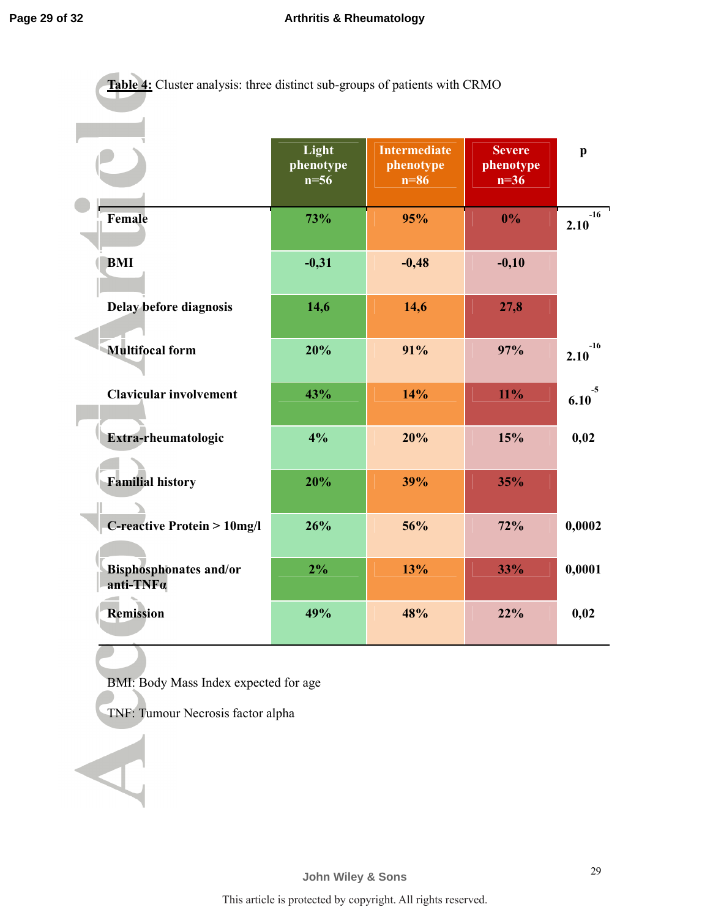**Table 4:** Cluster analysis: three distinct sub-groups of patients with CRMO

| | Light phenotype n=56 | Intermediate phenotype n=86 | Severe phenotype n=36 | p |
|---|---|---|---|---|
| **Female** | 73% | 95% | 0% | $2.10^{-16}$ |
| **BMI** | -0,31 | -0,48 | -0,10 | |
| **Delay before diagnosis** | 14,6 | 14,6 | 27,8 | |
| **Multifocal form** | 20% | 91% | 97% | $2.10^{-16}$ |
| **Clavicular involvement** | 43% | 14% | 11% | $6.10^{-5}$ |
| **Extra-rheumatologic** | 4% | 20% | 15% | 0,02 |
| **Familial history** | 20% | 39% | 35% | |
| **C-reactive Protein > 10mg/l** | 26% | 56% | 72% | 0,0002 |
| **Bisphosphonates and/or anti-TNFα** | 2% | 13% | 33% | 0,0001 |
| **Remission** | 49% | 48% | 22% | 0,02 |

BMI: Body Mass Index expected for age

TNF: Tumour Necrosis factor alpha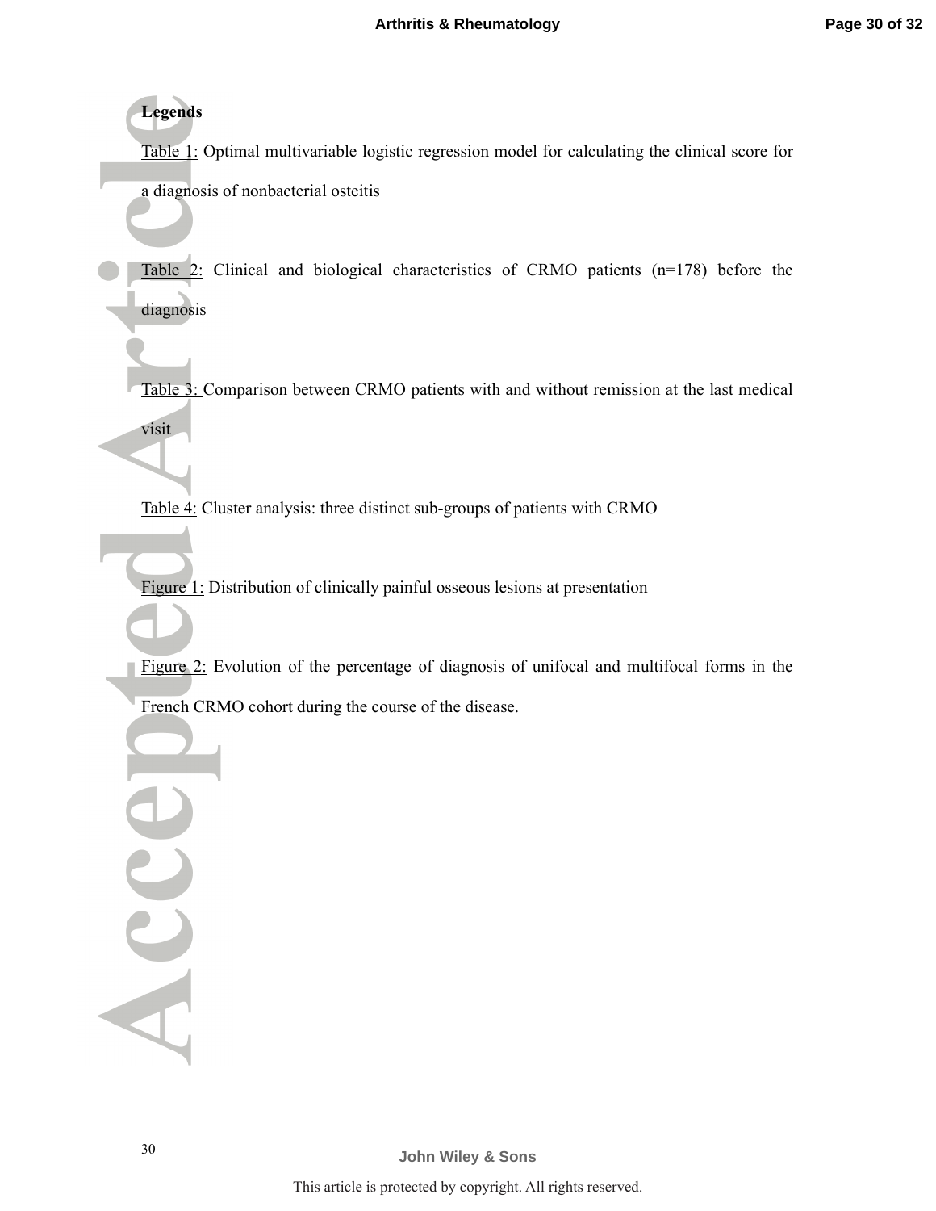**Legends**

Table 1: Optimal multivariable logistic regression model for calculating the clinical score for a diagnosis of nonbacterial osteitis

Table 2: Clinical and biological characteristics of CRMO patients (n=178) before the diagnosis

Table 3: Comparison between CRMO patients with and without remission at the last medical visit

Table 4: Cluster analysis: three distinct sub-groups of patients with CRMO

Figure 1: Distribution of clinically painful osseous lesions at presentation

Figure 2: Evolution of the percentage of diagnosis of unifocal and multifocal forms in the French CRMO cohort during the course of the disease.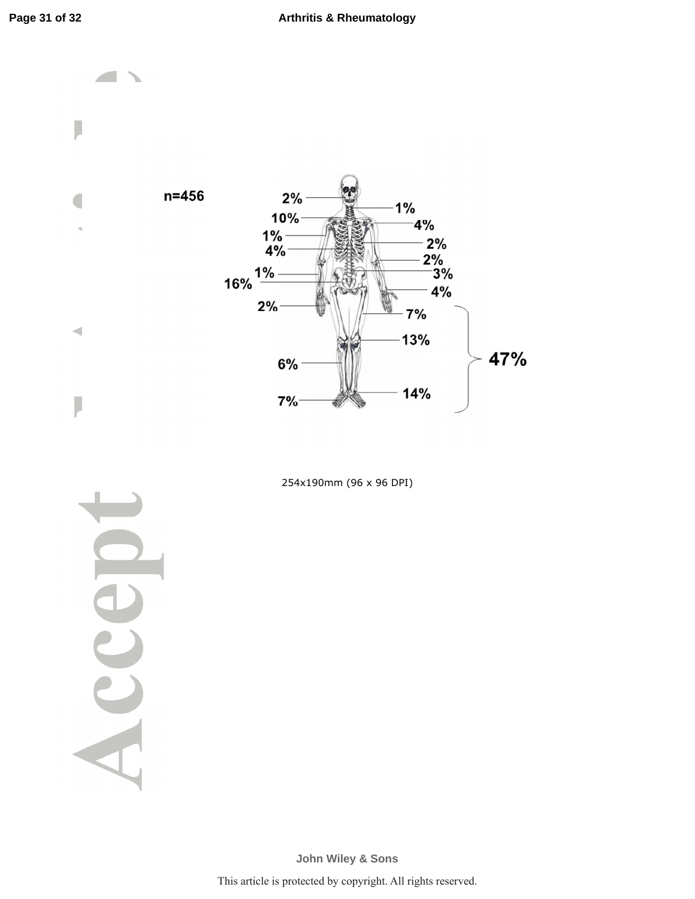n=456

2%
1%
10%
4%
1%
4%
2%
2%
1%
3%
16%
4%
2%
7%
13%
47%
6%
14%
7%

254x190mm (96 x 96 DPI)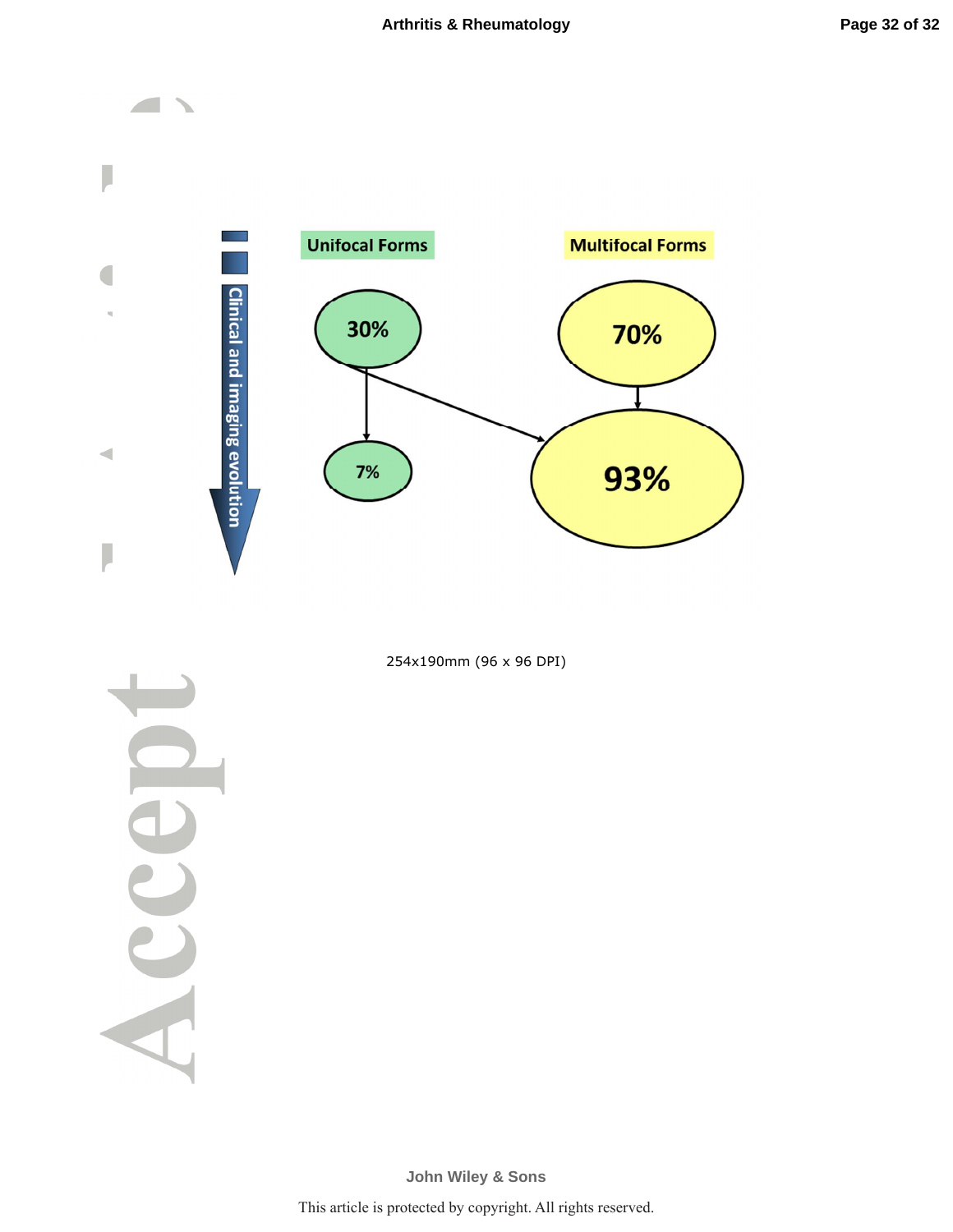Clinical and imaging evolution

Unifocal Forms

Multifocal Forms

30%

70%

7%

93%

254x190mm (96 x 96 DPI)